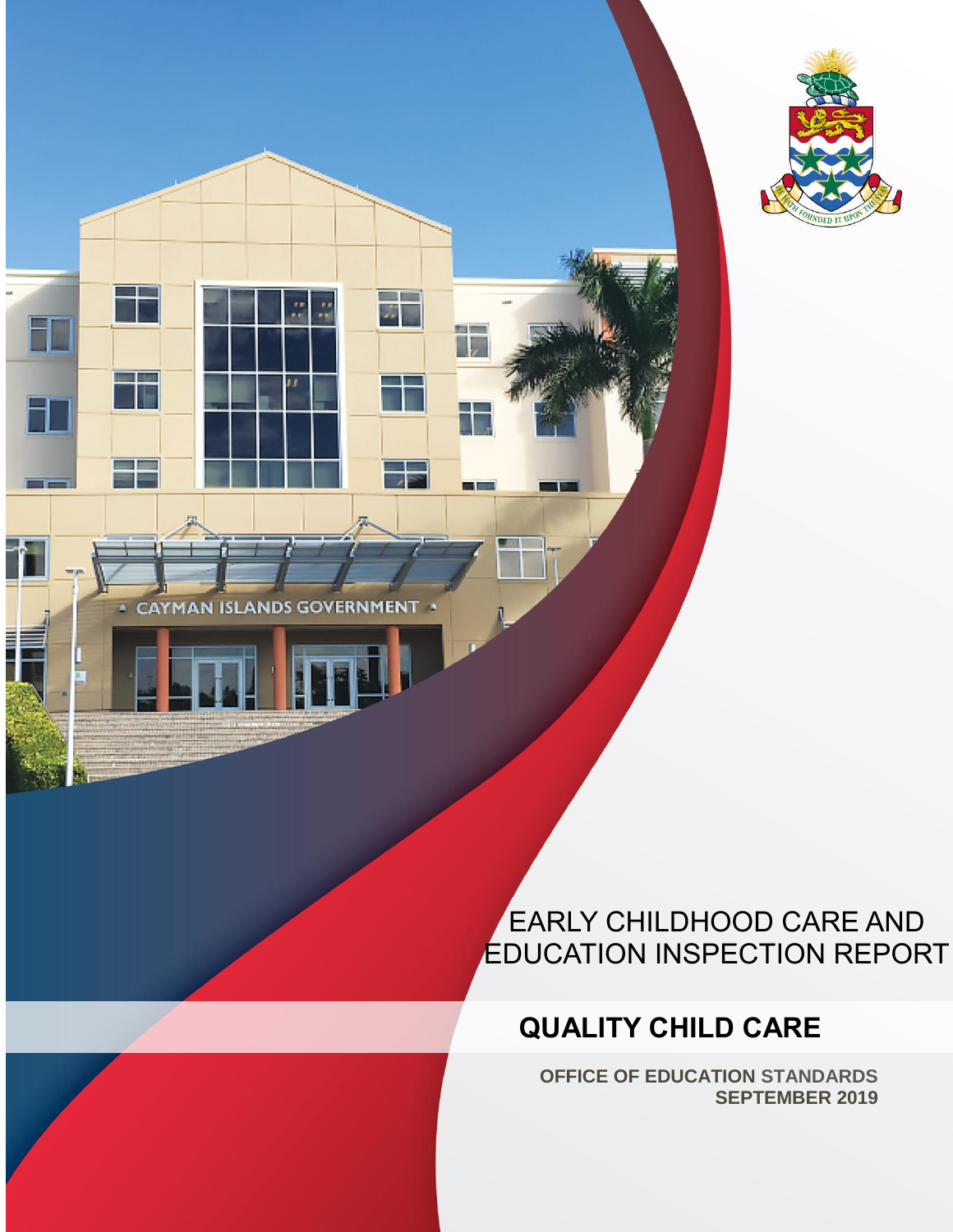# EARLY CHILDHOOD CARE AND EDUCATION INSPECTION REPORT

## QUALITY CHILD CARE

**OFFICE OF EDUCATION STANDARDS**
**SEPTEMBER 2019**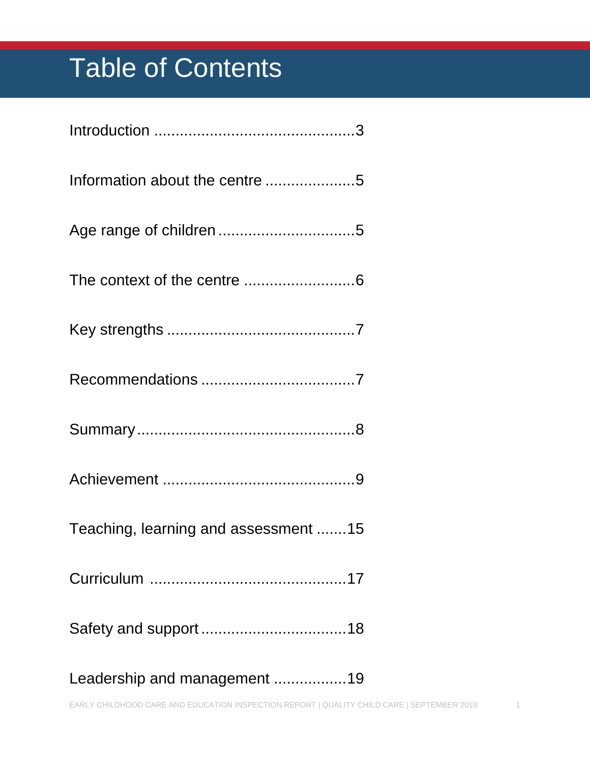# Table of Contents

Introduction ..............................................3

Information about the centre .....................5

Age range of children ................................5

The context of the centre ..........................6

Key strengths ............................................7

Recommendations ....................................7

Summary...................................................8

Achievement .............................................9

Teaching, learning and assessment .......15

Curriculum .............................................17

Safety and support ..................................18

Leadership and management .................19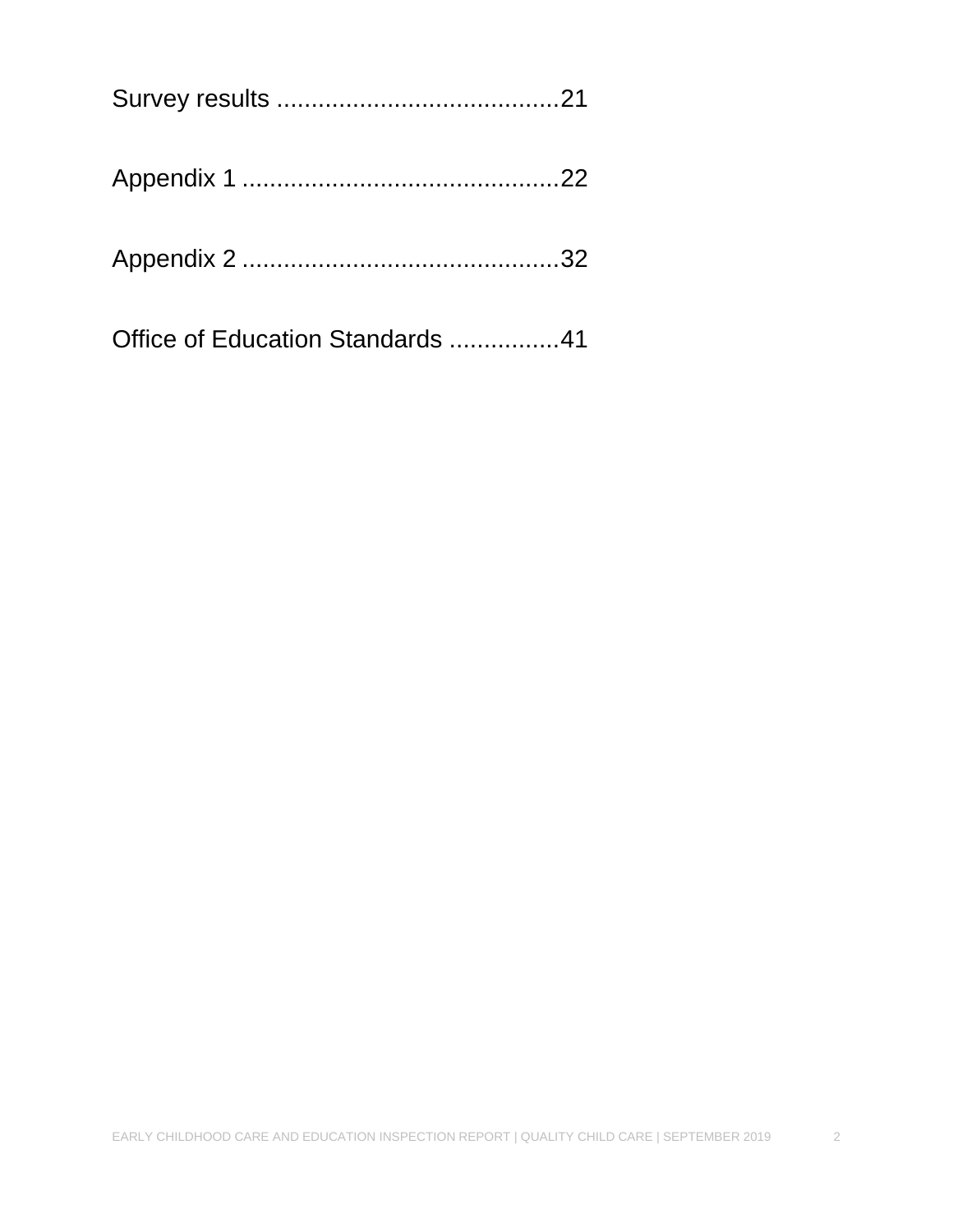Survey results .........................................21

Appendix 1 .............................................22

Appendix 2 .............................................32

Office of Education Standards ................41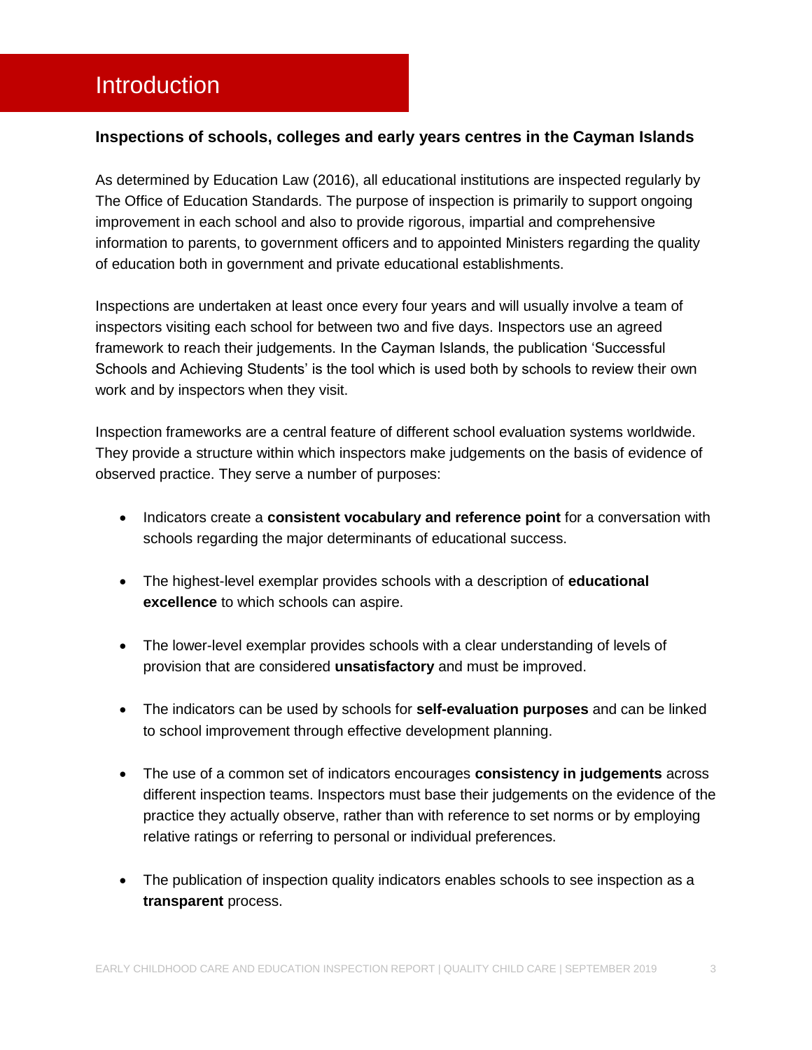# Introduction

**Inspections of schools, colleges and early years centres in the Cayman Islands**

As determined by Education Law (2016), all educational institutions are inspected regularly by The Office of Education Standards. The purpose of inspection is primarily to support ongoing improvement in each school and also to provide rigorous, impartial and comprehensive information to parents, to government officers and to appointed Ministers regarding the quality of education both in government and private educational establishments.

Inspections are undertaken at least once every four years and will usually involve a team of inspectors visiting each school for between two and five days. Inspectors use an agreed framework to reach their judgements. In the Cayman Islands, the publication 'Successful Schools and Achieving Students' is the tool which is used both by schools to review their own work and by inspectors when they visit.

Inspection frameworks are a central feature of different school evaluation systems worldwide. They provide a structure within which inspectors make judgements on the basis of evidence of observed practice. They serve a number of purposes:

- Indicators create a **consistent vocabulary and reference point** for a conversation with schools regarding the major determinants of educational success.
- The highest-level exemplar provides schools with a description of **educational excellence** to which schools can aspire.
- The lower-level exemplar provides schools with a clear understanding of levels of provision that are considered **unsatisfactory** and must be improved.
- The indicators can be used by schools for **self-evaluation purposes** and can be linked to school improvement through effective development planning.
- The use of a common set of indicators encourages **consistency in judgements** across different inspection teams. Inspectors must base their judgements on the evidence of the practice they actually observe, rather than with reference to set norms or by employing relative ratings or referring to personal or individual preferences.
- The publication of inspection quality indicators enables schools to see inspection as a **transparent** process.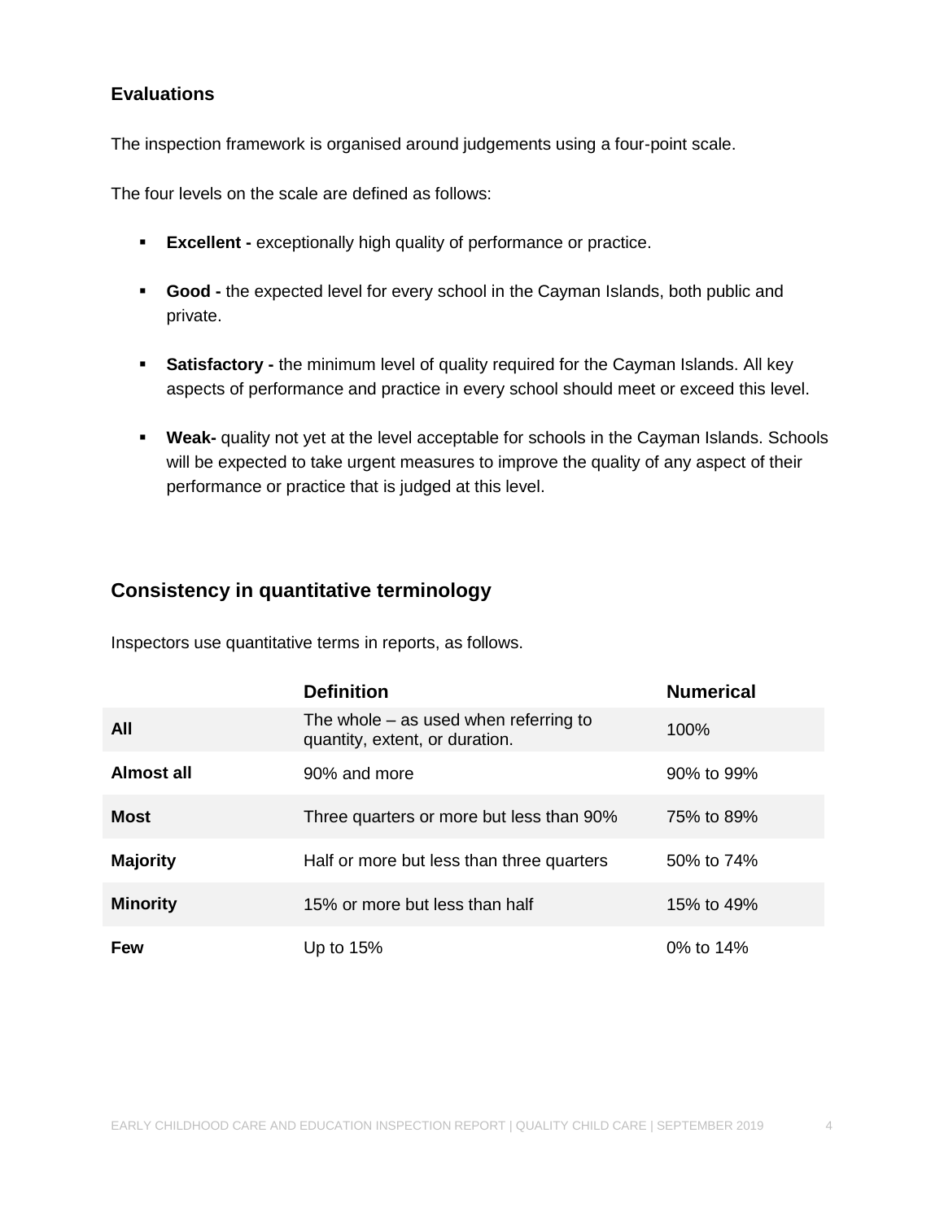### Evaluations

The inspection framework is organised around judgements using a four-point scale.

The four levels on the scale are defined as follows:

- **Excellent -** exceptionally high quality of performance or practice.
- **Good -** the expected level for every school in the Cayman Islands, both public and private.
- **Satisfactory -** the minimum level of quality required for the Cayman Islands. All key aspects of performance and practice in every school should meet or exceed this level.
- **Weak-** quality not yet at the level acceptable for schools in the Cayman Islands. Schools will be expected to take urgent measures to improve the quality of any aspect of their performance or practice that is judged at this level.

## Consistency in quantitative terminology

Inspectors use quantitative terms in reports, as follows.

| | Definition | Numerical |
|---|---|---|
| **All** | The whole – as used when referring to quantity, extent, or duration. | 100% |
| **Almost all** | 90% and more | 90% to 99% |
| **Most** | Three quarters or more but less than 90% | 75% to 89% |
| **Majority** | Half or more but less than three quarters | 50% to 74% |
| **Minority** | 15% or more but less than half | 15% to 49% |
| **Few** | Up to 15% | 0% to 14% |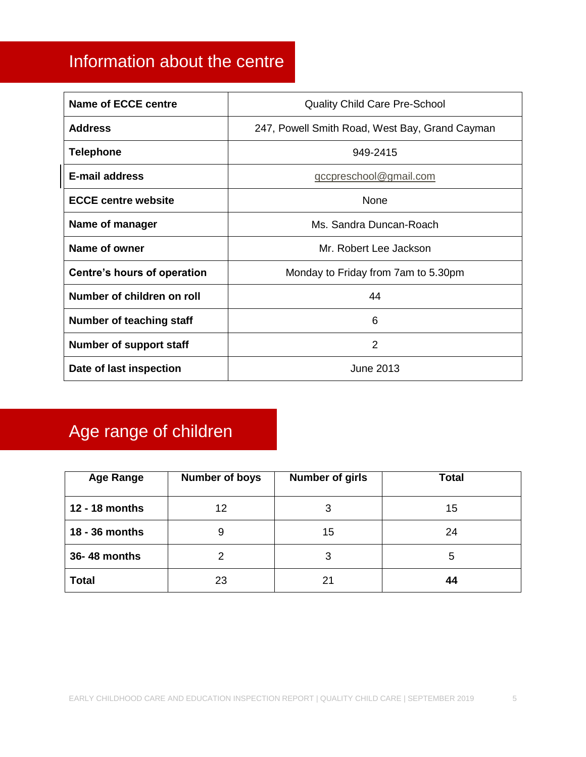## Information about the centre

| | |
|---|---|
| **Name of ECCE centre** | Quality Child Care Pre-School |
| **Address** | 247, Powell Smith Road, West Bay, Grand Cayman |
| **Telephone** | 949-2415 |
| **E-mail address** | qccpreschool@gmail.com |
| **ECCE centre website** | None |
| **Name of manager** | Ms. Sandra Duncan-Roach |
| **Name of owner** | Mr. Robert Lee Jackson |
| **Centre's hours of operation** | Monday to Friday from 7am to 5.30pm |
| **Number of children on roll** | 44 |
| **Number of teaching staff** | 6 |
| **Number of support staff** | 2 |
| **Date of last inspection** | June 2013 |

## Age range of children

| Age Range | Number of boys | Number of girls | Total |
|---|---|---|---|
| **12 - 18 months** | 12 | 3 | 15 |
| **18 - 36 months** | 9 | 15 | 24 |
| **36- 48 months** | 2 | 3 | 5 |
| **Total** | 23 | 21 | **44** |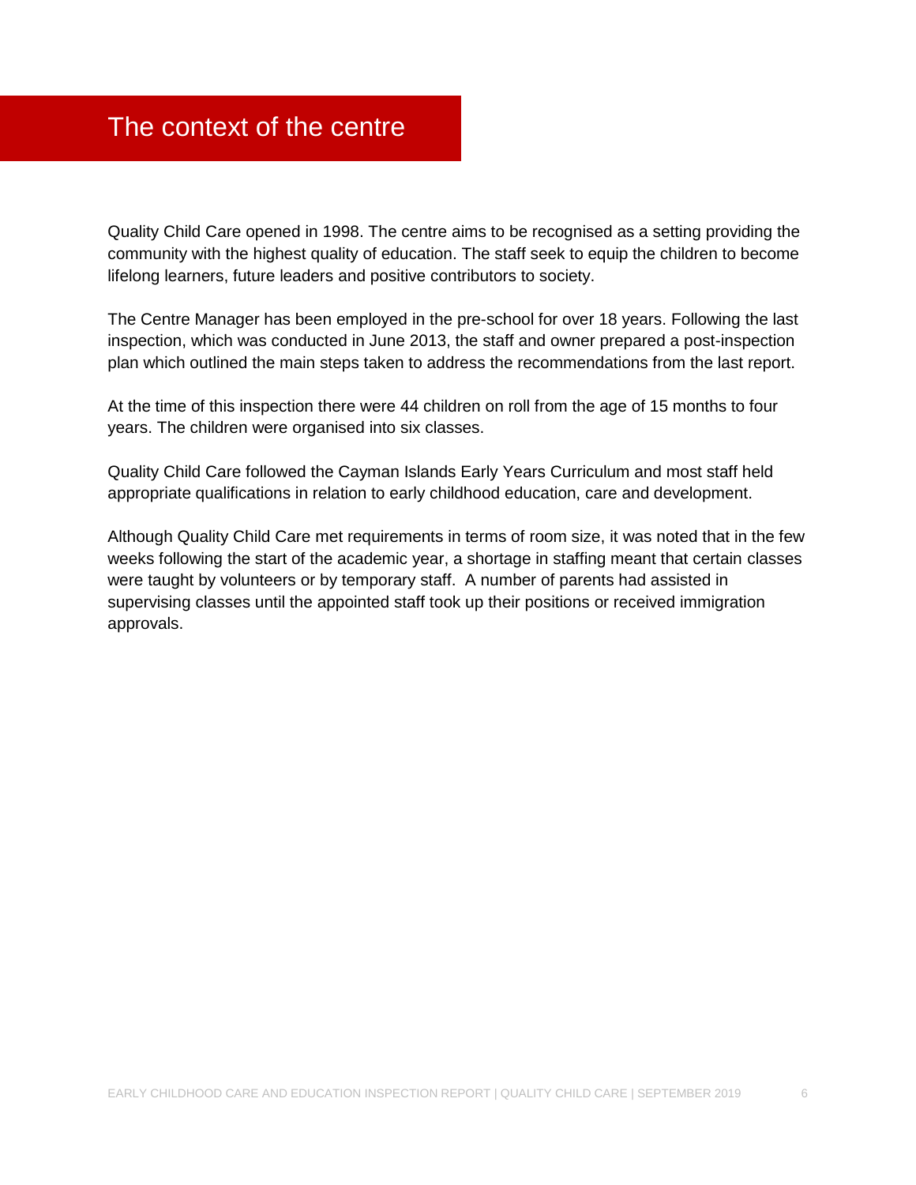# The context of the centre

Quality Child Care opened in 1998. The centre aims to be recognised as a setting providing the community with the highest quality of education. The staff seek to equip the children to become lifelong learners, future leaders and positive contributors to society.

The Centre Manager has been employed in the pre-school for over 18 years. Following the last inspection, which was conducted in June 2013, the staff and owner prepared a post-inspection plan which outlined the main steps taken to address the recommendations from the last report.

At the time of this inspection there were 44 children on roll from the age of 15 months to four years. The children were organised into six classes.

Quality Child Care followed the Cayman Islands Early Years Curriculum and most staff held appropriate qualifications in relation to early childhood education, care and development.

Although Quality Child Care met requirements in terms of room size, it was noted that in the few weeks following the start of the academic year, a shortage in staffing meant that certain classes were taught by volunteers or by temporary staff. A number of parents had assisted in supervising classes until the appointed staff took up their positions or received immigration approvals.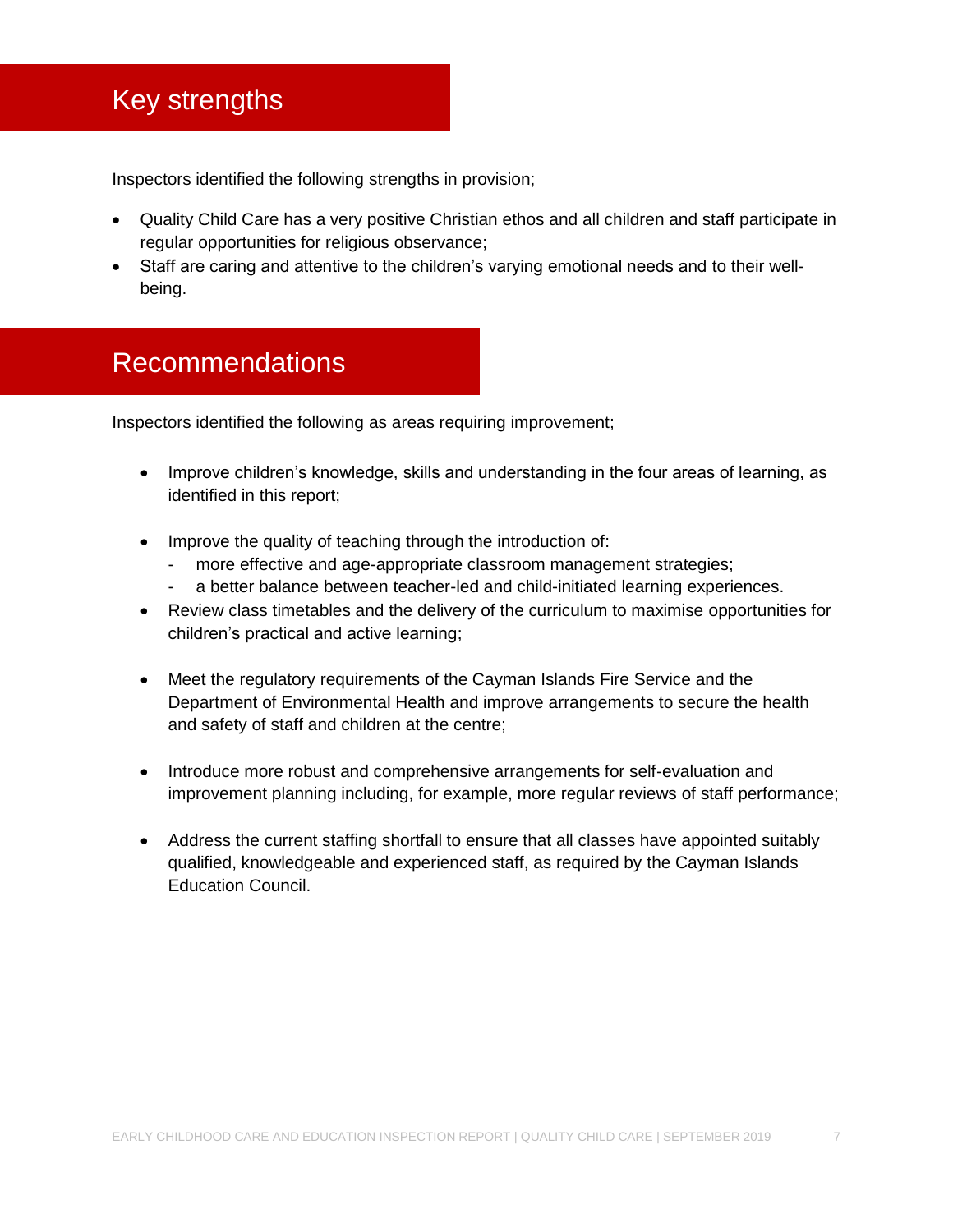## Key strengths

Inspectors identified the following strengths in provision;

- Quality Child Care has a very positive Christian ethos and all children and staff participate in regular opportunities for religious observance;
- Staff are caring and attentive to the children's varying emotional needs and to their well-being.

## Recommendations

Inspectors identified the following as areas requiring improvement;

- Improve children's knowledge, skills and understanding in the four areas of learning, as identified in this report;
- Improve the quality of teaching through the introduction of:
  - more effective and age-appropriate classroom management strategies;
  - a better balance between teacher-led and child-initiated learning experiences.
- Review class timetables and the delivery of the curriculum to maximise opportunities for children's practical and active learning;
- Meet the regulatory requirements of the Cayman Islands Fire Service and the Department of Environmental Health and improve arrangements to secure the health and safety of staff and children at the centre;
- Introduce more robust and comprehensive arrangements for self-evaluation and improvement planning including, for example, more regular reviews of staff performance;
- Address the current staffing shortfall to ensure that all classes have appointed suitably qualified, knowledgeable and experienced staff, as required by the Cayman Islands Education Council.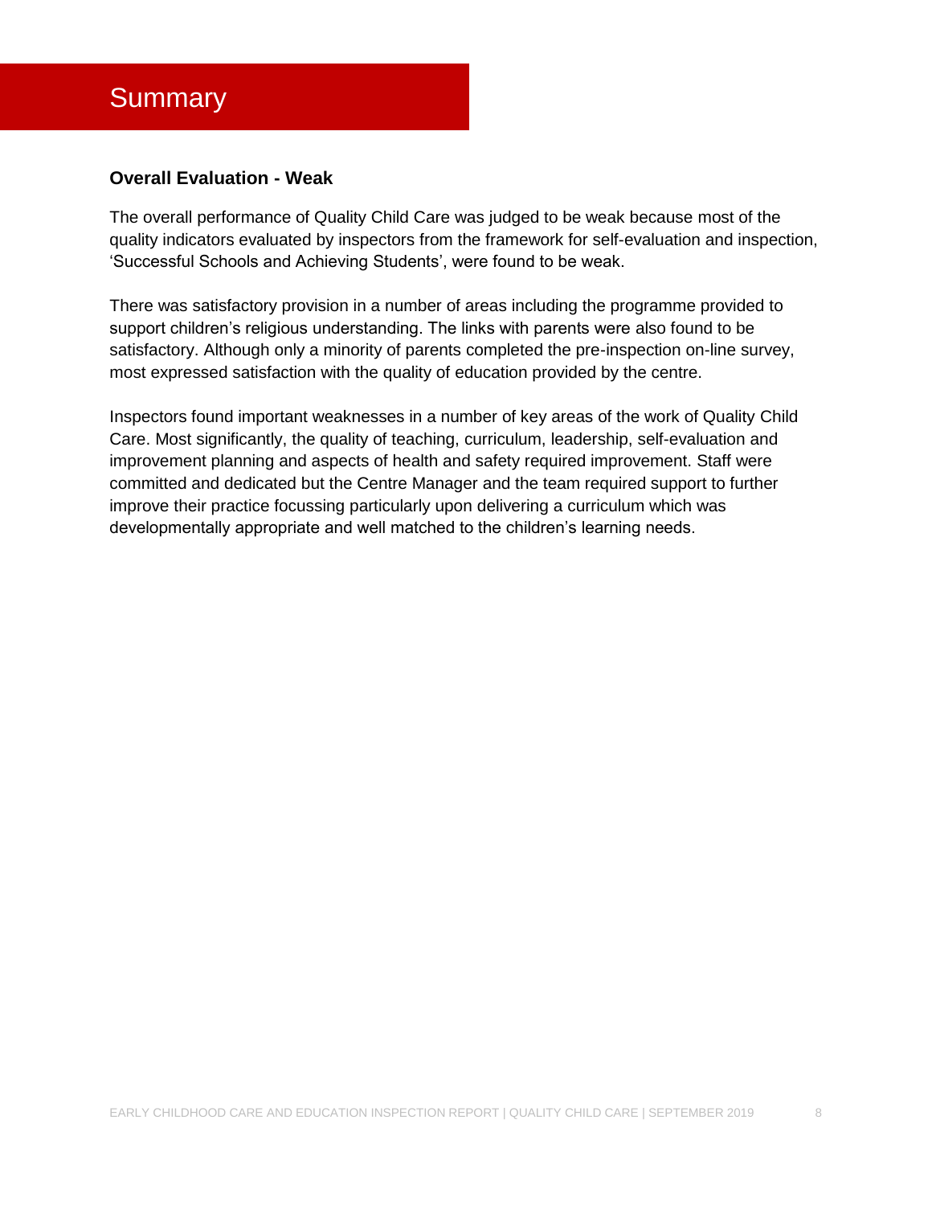# Summary

**Overall Evaluation - Weak**

The overall performance of Quality Child Care was judged to be weak because most of the quality indicators evaluated by inspectors from the framework for self-evaluation and inspection, 'Successful Schools and Achieving Students', were found to be weak.

There was satisfactory provision in a number of areas including the programme provided to support children's religious understanding. The links with parents were also found to be satisfactory. Although only a minority of parents completed the pre-inspection on-line survey, most expressed satisfaction with the quality of education provided by the centre.

Inspectors found important weaknesses in a number of key areas of the work of Quality Child Care. Most significantly, the quality of teaching, curriculum, leadership, self-evaluation and improvement planning and aspects of health and safety required improvement. Staff were committed and dedicated but the Centre Manager and the team required support to further improve their practice focussing particularly upon delivering a curriculum which was developmentally appropriate and well matched to the children's learning needs.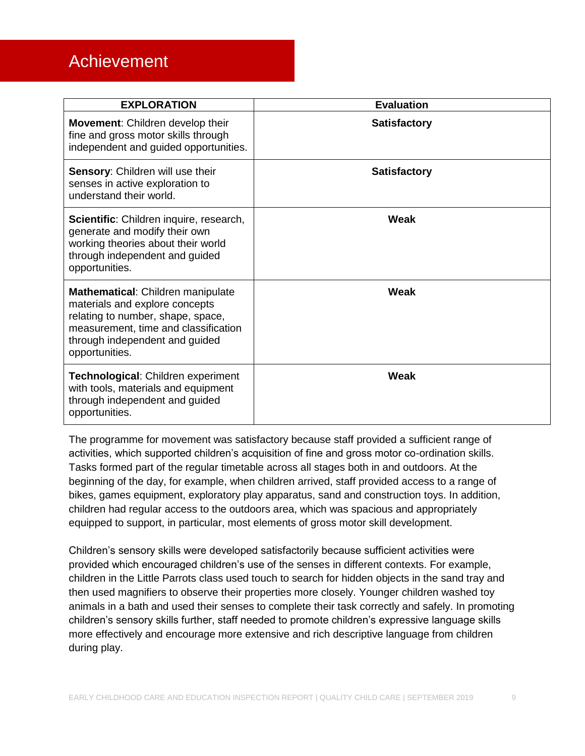# Achievement

| EXPLORATION | Evaluation |
| --- | --- |
| **Movement**: Children develop their fine and gross motor skills through independent and guided opportunities. | **Satisfactory** |
| **Sensory**: Children will use their senses in active exploration to understand their world. | **Satisfactory** |
| **Scientific**: Children inquire, research, generate and modify their own working theories about their world through independent and guided opportunities. | **Weak** |
| **Mathematical**: Children manipulate materials and explore concepts relating to number, shape, space, measurement, time and classification through independent and guided opportunities. | **Weak** |
| **Technological**: Children experiment with tools, materials and equipment through independent and guided opportunities. | **Weak** |

The programme for movement was satisfactory because staff provided a sufficient range of activities, which supported children's acquisition of fine and gross motor co-ordination skills. Tasks formed part of the regular timetable across all stages both in and outdoors. At the beginning of the day, for example, when children arrived, staff provided access to a range of bikes, games equipment, exploratory play apparatus, sand and construction toys. In addition, children had regular access to the outdoors area, which was spacious and appropriately equipped to support, in particular, most elements of gross motor skill development.

Children's sensory skills were developed satisfactorily because sufficient activities were provided which encouraged children's use of the senses in different contexts. For example, children in the Little Parrots class used touch to search for hidden objects in the sand tray and then used magnifiers to observe their properties more closely. Younger children washed toy animals in a bath and used their senses to complete their task correctly and safely. In promoting children's sensory skills further, staff needed to promote children's expressive language skills more effectively and encourage more extensive and rich descriptive language from children during play.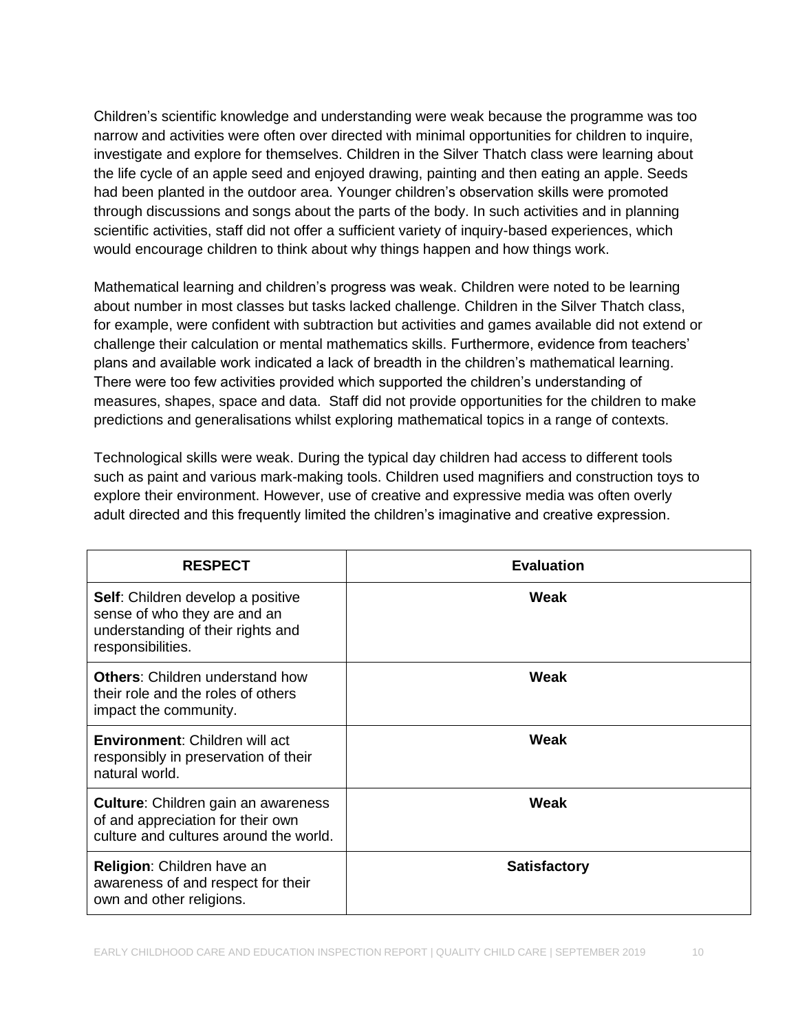Children's scientific knowledge and understanding were weak because the programme was too narrow and activities were often over directed with minimal opportunities for children to inquire, investigate and explore for themselves. Children in the Silver Thatch class were learning about the life cycle of an apple seed and enjoyed drawing, painting and then eating an apple. Seeds had been planted in the outdoor area. Younger children's observation skills were promoted through discussions and songs about the parts of the body. In such activities and in planning scientific activities, staff did not offer a sufficient variety of inquiry-based experiences, which would encourage children to think about why things happen and how things work.

Mathematical learning and children's progress was weak. Children were noted to be learning about number in most classes but tasks lacked challenge. Children in the Silver Thatch class, for example, were confident with subtraction but activities and games available did not extend or challenge their calculation or mental mathematics skills. Furthermore, evidence from teachers' plans and available work indicated a lack of breadth in the children's mathematical learning. There were too few activities provided which supported the children's understanding of measures, shapes, space and data. Staff did not provide opportunities for the children to make predictions and generalisations whilst exploring mathematical topics in a range of contexts.

Technological skills were weak. During the typical day children had access to different tools such as paint and various mark-making tools. Children used magnifiers and construction toys to explore their environment. However, use of creative and expressive media was often overly adult directed and this frequently limited the children's imaginative and creative expression.

| RESPECT | Evaluation |
|---|---|
| **Self**: Children develop a positive sense of who they are and an understanding of their rights and responsibilities. | **Weak** |
| **Others**: Children understand how their role and the roles of others impact the community. | **Weak** |
| **Environment**: Children will act responsibly in preservation of their natural world. | **Weak** |
| **Culture**: Children gain an awareness of and appreciation for their own culture and cultures around the world. | **Weak** |
| **Religion**: Children have an awareness of and respect for their own and other religions. | **Satisfactory** |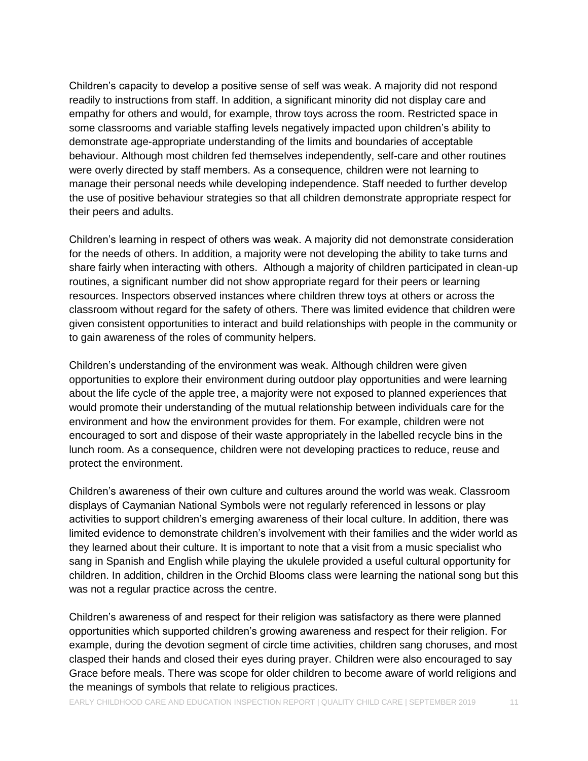Children's capacity to develop a positive sense of self was weak. A majority did not respond readily to instructions from staff. In addition, a significant minority did not display care and empathy for others and would, for example, throw toys across the room. Restricted space in some classrooms and variable staffing levels negatively impacted upon children's ability to demonstrate age-appropriate understanding of the limits and boundaries of acceptable behaviour. Although most children fed themselves independently, self-care and other routines were overly directed by staff members. As a consequence, children were not learning to manage their personal needs while developing independence. Staff needed to further develop the use of positive behaviour strategies so that all children demonstrate appropriate respect for their peers and adults.

Children's learning in respect of others was weak. A majority did not demonstrate consideration for the needs of others. In addition, a majority were not developing the ability to take turns and share fairly when interacting with others. Although a majority of children participated in clean-up routines, a significant number did not show appropriate regard for their peers or learning resources. Inspectors observed instances where children threw toys at others or across the classroom without regard for the safety of others. There was limited evidence that children were given consistent opportunities to interact and build relationships with people in the community or to gain awareness of the roles of community helpers.

Children's understanding of the environment was weak. Although children were given opportunities to explore their environment during outdoor play opportunities and were learning about the life cycle of the apple tree, a majority were not exposed to planned experiences that would promote their understanding of the mutual relationship between individuals care for the environment and how the environment provides for them. For example, children were not encouraged to sort and dispose of their waste appropriately in the labelled recycle bins in the lunch room. As a consequence, children were not developing practices to reduce, reuse and protect the environment.

Children's awareness of their own culture and cultures around the world was weak. Classroom displays of Caymanian National Symbols were not regularly referenced in lessons or play activities to support children's emerging awareness of their local culture. In addition, there was limited evidence to demonstrate children's involvement with their families and the wider world as they learned about their culture. It is important to note that a visit from a music specialist who sang in Spanish and English while playing the ukulele provided a useful cultural opportunity for children. In addition, children in the Orchid Blooms class were learning the national song but this was not a regular practice across the centre.

Children's awareness of and respect for their religion was satisfactory as there were planned opportunities which supported children's growing awareness and respect for their religion. For example, during the devotion segment of circle time activities, children sang choruses, and most clasped their hands and closed their eyes during prayer. Children were also encouraged to say Grace before meals. There was scope for older children to become aware of world religions and the meanings of symbols that relate to religious practices.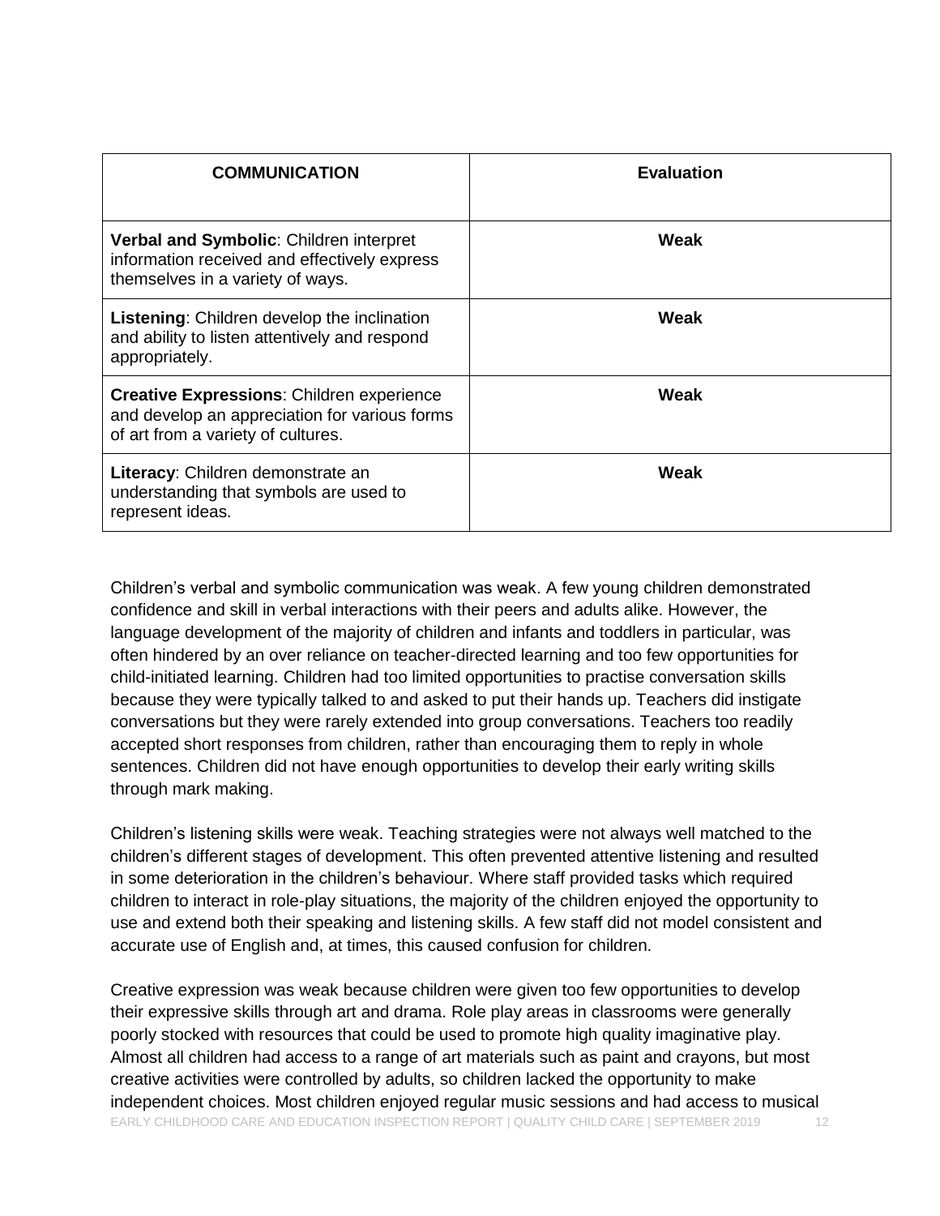| COMMUNICATION | Evaluation |
|---|---|
| **Verbal and Symbolic**: Children interpret information received and effectively express themselves in a variety of ways. | **Weak** |
| **Listening**: Children develop the inclination and ability to listen attentively and respond appropriately. | **Weak** |
| **Creative Expressions**: Children experience and develop an appreciation for various forms of art from a variety of cultures. | **Weak** |
| **Literacy**: Children demonstrate an understanding that symbols are used to represent ideas. | **Weak** |

Children's verbal and symbolic communication was weak. A few young children demonstrated confidence and skill in verbal interactions with their peers and adults alike. However, the language development of the majority of children and infants and toddlers in particular, was often hindered by an over reliance on teacher-directed learning and too few opportunities for child-initiated learning. Children had too limited opportunities to practise conversation skills because they were typically talked to and asked to put their hands up. Teachers did instigate conversations but they were rarely extended into group conversations. Teachers too readily accepted short responses from children, rather than encouraging them to reply in whole sentences. Children did not have enough opportunities to develop their early writing skills through mark making.

Children's listening skills were weak. Teaching strategies were not always well matched to the children's different stages of development. This often prevented attentive listening and resulted in some deterioration in the children's behaviour. Where staff provided tasks which required children to interact in role-play situations, the majority of the children enjoyed the opportunity to use and extend both their speaking and listening skills. A few staff did not model consistent and accurate use of English and, at times, this caused confusion for children.

Creative expression was weak because children were given too few opportunities to develop their expressive skills through art and drama. Role play areas in classrooms were generally poorly stocked with resources that could be used to promote high quality imaginative play. Almost all children had access to a range of art materials such as paint and crayons, but most creative activities were controlled by adults, so children lacked the opportunity to make independent choices. Most children enjoyed regular music sessions and had access to musical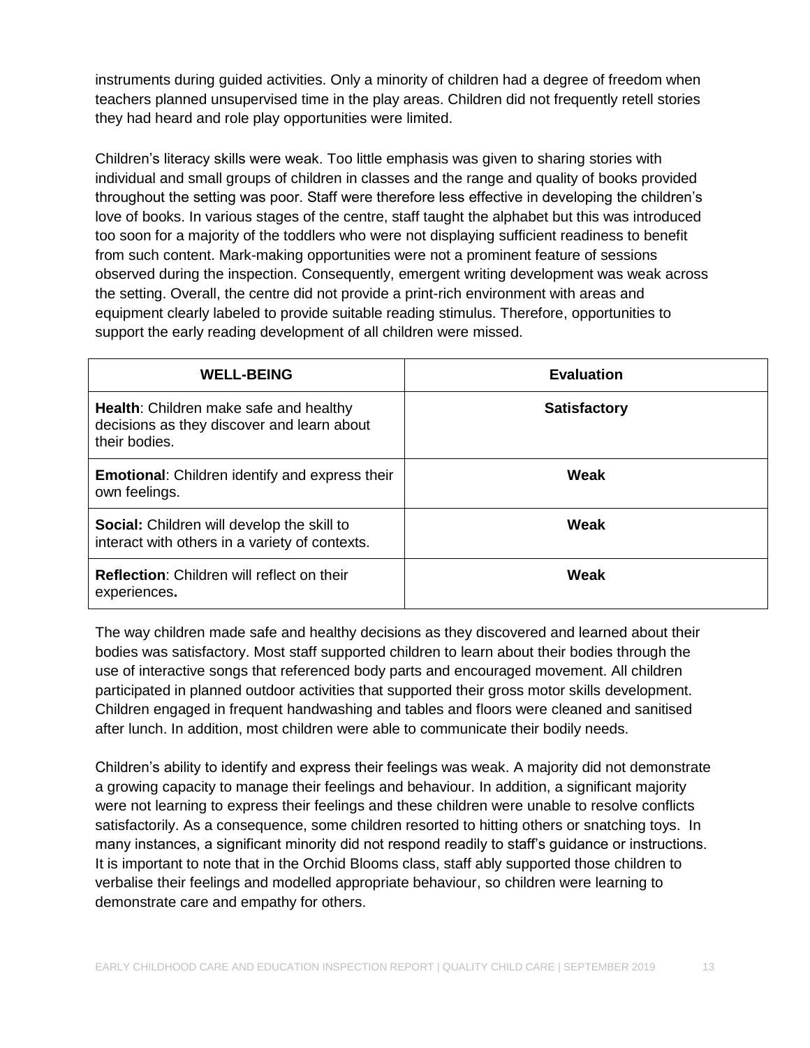instruments during guided activities. Only a minority of children had a degree of freedom when teachers planned unsupervised time in the play areas. Children did not frequently retell stories they had heard and role play opportunities were limited.

Children's literacy skills were weak. Too little emphasis was given to sharing stories with individual and small groups of children in classes and the range and quality of books provided throughout the setting was poor. Staff were therefore less effective in developing the children's love of books. In various stages of the centre, staff taught the alphabet but this was introduced too soon for a majority of the toddlers who were not displaying sufficient readiness to benefit from such content. Mark-making opportunities were not a prominent feature of sessions observed during the inspection. Consequently, emergent writing development was weak across the setting. Overall, the centre did not provide a print-rich environment with areas and equipment clearly labeled to provide suitable reading stimulus. Therefore, opportunities to support the early reading development of all children were missed.

| WELL-BEING | Evaluation |
|---|---|
| **Health**: Children make safe and healthy decisions as they discover and learn about their bodies. | **Satisfactory** |
| **Emotional**: Children identify and express their own feelings. | **Weak** |
| **Social:** Children will develop the skill to interact with others in a variety of contexts. | **Weak** |
| **Reflection**: Children will reflect on their experiences**.** | **Weak** |

The way children made safe and healthy decisions as they discovered and learned about their bodies was satisfactory. Most staff supported children to learn about their bodies through the use of interactive songs that referenced body parts and encouraged movement. All children participated in planned outdoor activities that supported their gross motor skills development. Children engaged in frequent handwashing and tables and floors were cleaned and sanitised after lunch. In addition, most children were able to communicate their bodily needs.

Children's ability to identify and express their feelings was weak. A majority did not demonstrate a growing capacity to manage their feelings and behaviour. In addition, a significant majority were not learning to express their feelings and these children were unable to resolve conflicts satisfactorily. As a consequence, some children resorted to hitting others or snatching toys. In many instances, a significant minority did not respond readily to staff's guidance or instructions. It is important to note that in the Orchid Blooms class, staff ably supported those children to verbalise their feelings and modelled appropriate behaviour, so children were learning to demonstrate care and empathy for others.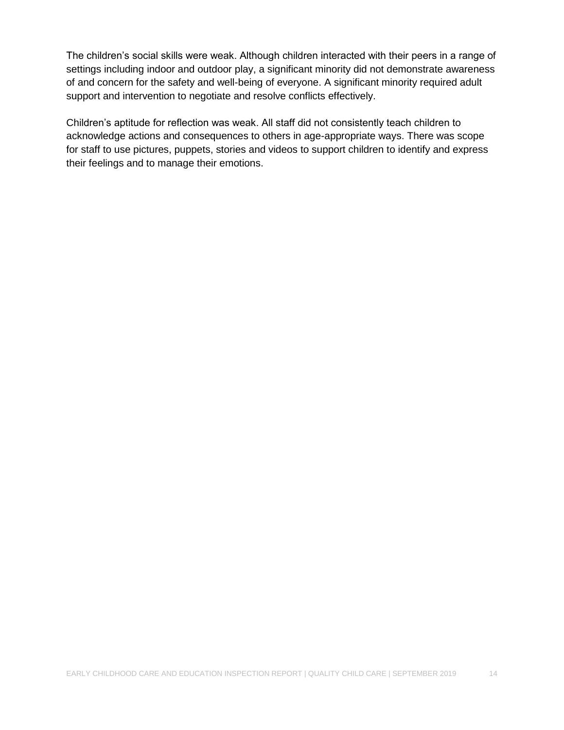The children's social skills were weak. Although children interacted with their peers in a range of settings including indoor and outdoor play, a significant minority did not demonstrate awareness of and concern for the safety and well-being of everyone. A significant minority required adult support and intervention to negotiate and resolve conflicts effectively.

Children's aptitude for reflection was weak. All staff did not consistently teach children to acknowledge actions and consequences to others in age-appropriate ways. There was scope for staff to use pictures, puppets, stories and videos to support children to identify and express their feelings and to manage their emotions.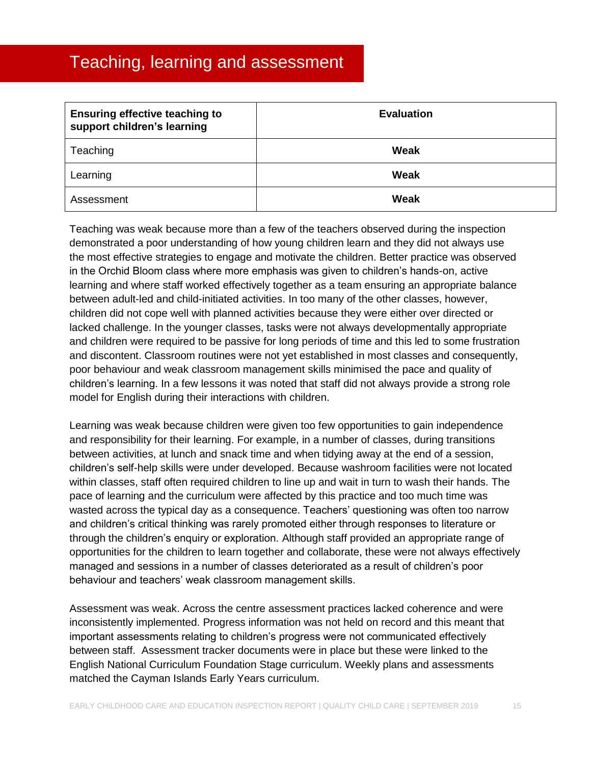# Teaching, learning and assessment

| **Ensuring effective teaching to support children's learning** | **Evaluation** |
|---|---|
| Teaching | **Weak** |
| Learning | **Weak** |
| Assessment | **Weak** |

Teaching was weak because more than a few of the teachers observed during the inspection demonstrated a poor understanding of how young children learn and they did not always use the most effective strategies to engage and motivate the children. Better practice was observed in the Orchid Bloom class where more emphasis was given to children's hands-on, active learning and where staff worked effectively together as a team ensuring an appropriate balance between adult-led and child-initiated activities. In too many of the other classes, however, children did not cope well with planned activities because they were either over directed or lacked challenge. In the younger classes, tasks were not always developmentally appropriate and children were required to be passive for long periods of time and this led to some frustration and discontent. Classroom routines were not yet established in most classes and consequently, poor behaviour and weak classroom management skills minimised the pace and quality of children's learning. In a few lessons it was noted that staff did not always provide a strong role model for English during their interactions with children.

Learning was weak because children were given too few opportunities to gain independence and responsibility for their learning. For example, in a number of classes, during transitions between activities, at lunch and snack time and when tidying away at the end of a session, children's self-help skills were under developed. Because washroom facilities were not located within classes, staff often required children to line up and wait in turn to wash their hands. The pace of learning and the curriculum were affected by this practice and too much time was wasted across the typical day as a consequence. Teachers' questioning was often too narrow and children's critical thinking was rarely promoted either through responses to literature or through the children's enquiry or exploration. Although staff provided an appropriate range of opportunities for the children to learn together and collaborate, these were not always effectively managed and sessions in a number of classes deteriorated as a result of children's poor behaviour and teachers' weak classroom management skills.

Assessment was weak. Across the centre assessment practices lacked coherence and were inconsistently implemented. Progress information was not held on record and this meant that important assessments relating to children's progress were not communicated effectively between staff. Assessment tracker documents were in place but these were linked to the English National Curriculum Foundation Stage curriculum. Weekly plans and assessments matched the Cayman Islands Early Years curriculum.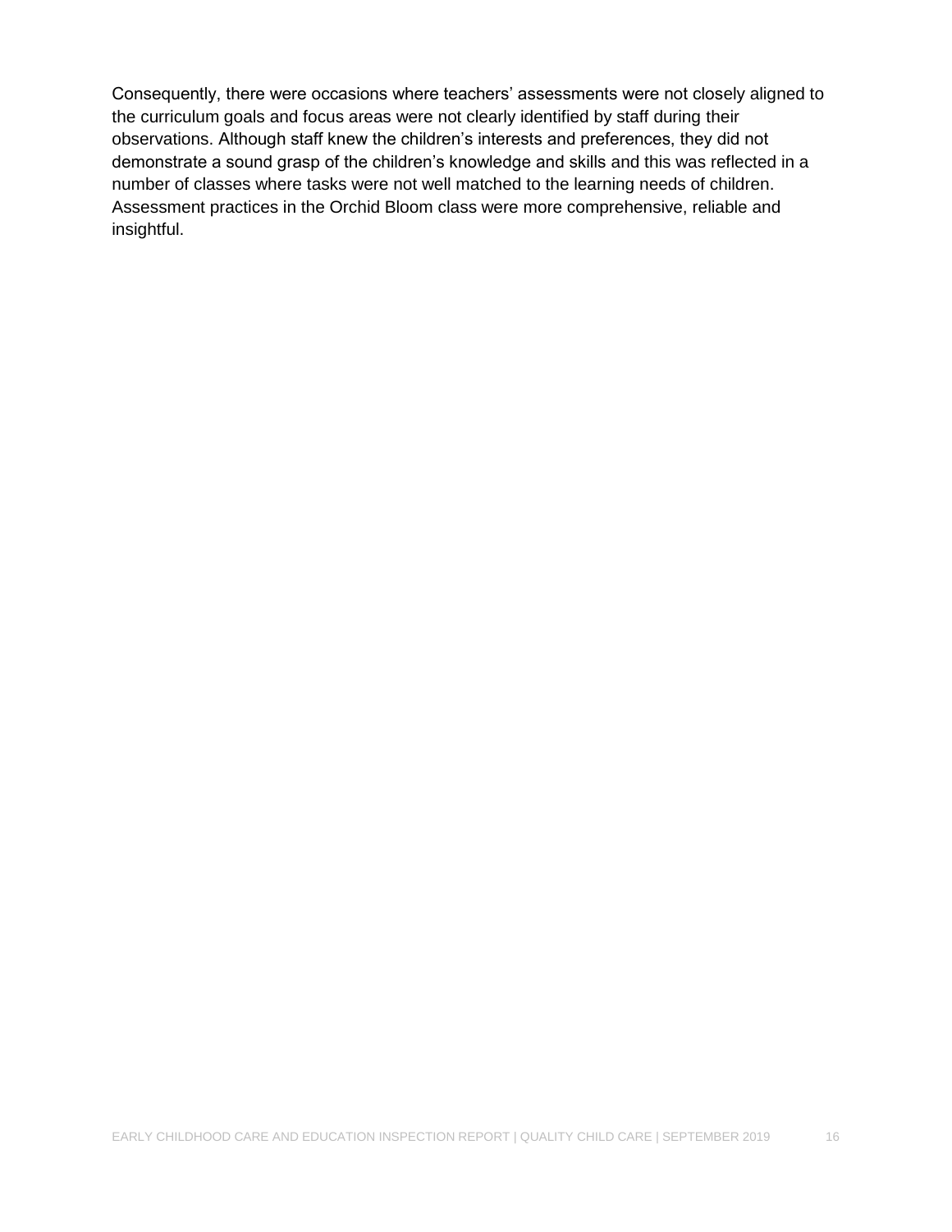Consequently, there were occasions where teachers' assessments were not closely aligned to the curriculum goals and focus areas were not clearly identified by staff during their observations. Although staff knew the children's interests and preferences, they did not demonstrate a sound grasp of the children's knowledge and skills and this was reflected in a number of classes where tasks were not well matched to the learning needs of children. Assessment practices in the Orchid Bloom class were more comprehensive, reliable and insightful.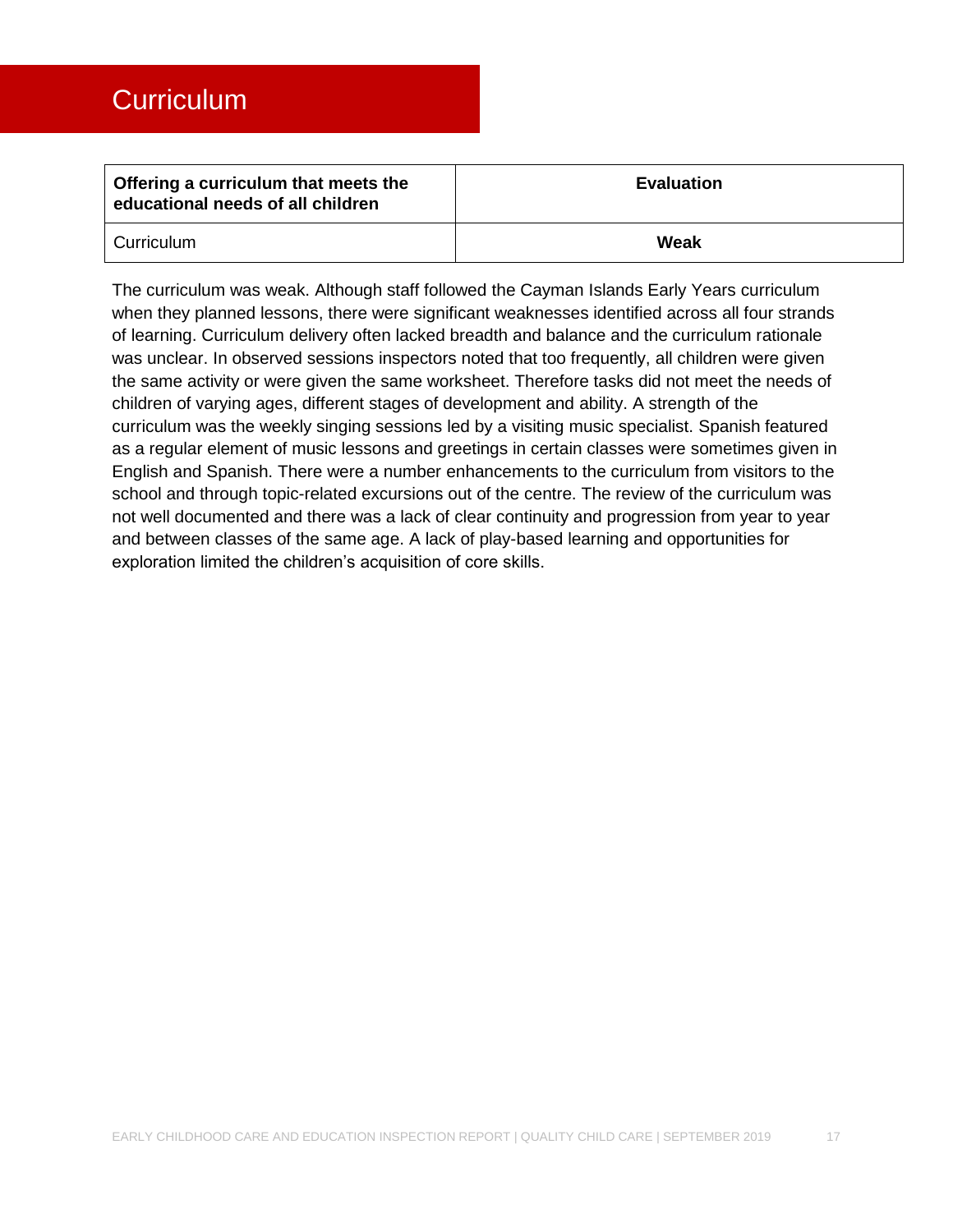# Curriculum

| **Offering a curriculum that meets the educational needs of all children** | **Evaluation** |
|---|---|
| Curriculum | **Weak** |

The curriculum was weak. Although staff followed the Cayman Islands Early Years curriculum when they planned lessons, there were significant weaknesses identified across all four strands of learning. Curriculum delivery often lacked breadth and balance and the curriculum rationale was unclear. In observed sessions inspectors noted that too frequently, all children were given the same activity or were given the same worksheet. Therefore tasks did not meet the needs of children of varying ages, different stages of development and ability. A strength of the curriculum was the weekly singing sessions led by a visiting music specialist. Spanish featured as a regular element of music lessons and greetings in certain classes were sometimes given in English and Spanish. There were a number enhancements to the curriculum from visitors to the school and through topic-related excursions out of the centre. The review of the curriculum was not well documented and there was a lack of clear continuity and progression from year to year and between classes of the same age. A lack of play-based learning and opportunities for exploration limited the children's acquisition of core skills.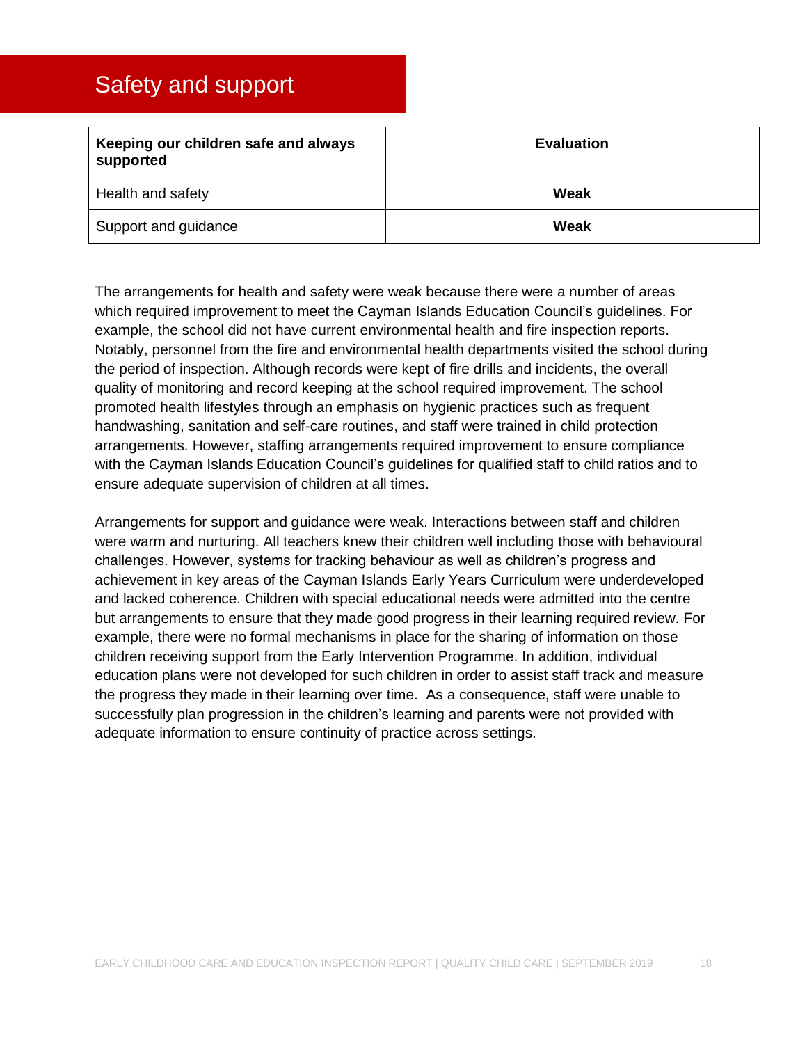# Safety and support

| Keeping our children safe and always supported | Evaluation |
|---|---|
| Health and safety | **Weak** |
| Support and guidance | **Weak** |

The arrangements for health and safety were weak because there were a number of areas which required improvement to meet the Cayman Islands Education Council's guidelines. For example, the school did not have current environmental health and fire inspection reports. Notably, personnel from the fire and environmental health departments visited the school during the period of inspection. Although records were kept of fire drills and incidents, the overall quality of monitoring and record keeping at the school required improvement. The school promoted health lifestyles through an emphasis on hygienic practices such as frequent handwashing, sanitation and self-care routines, and staff were trained in child protection arrangements. However, staffing arrangements required improvement to ensure compliance with the Cayman Islands Education Council's guidelines for qualified staff to child ratios and to ensure adequate supervision of children at all times.

Arrangements for support and guidance were weak. Interactions between staff and children were warm and nurturing. All teachers knew their children well including those with behavioural challenges. However, systems for tracking behaviour as well as children's progress and achievement in key areas of the Cayman Islands Early Years Curriculum were underdeveloped and lacked coherence. Children with special educational needs were admitted into the centre but arrangements to ensure that they made good progress in their learning required review. For example, there were no formal mechanisms in place for the sharing of information on those children receiving support from the Early Intervention Programme. In addition, individual education plans were not developed for such children in order to assist staff track and measure the progress they made in their learning over time. As a consequence, staff were unable to successfully plan progression in the children's learning and parents were not provided with adequate information to ensure continuity of practice across settings.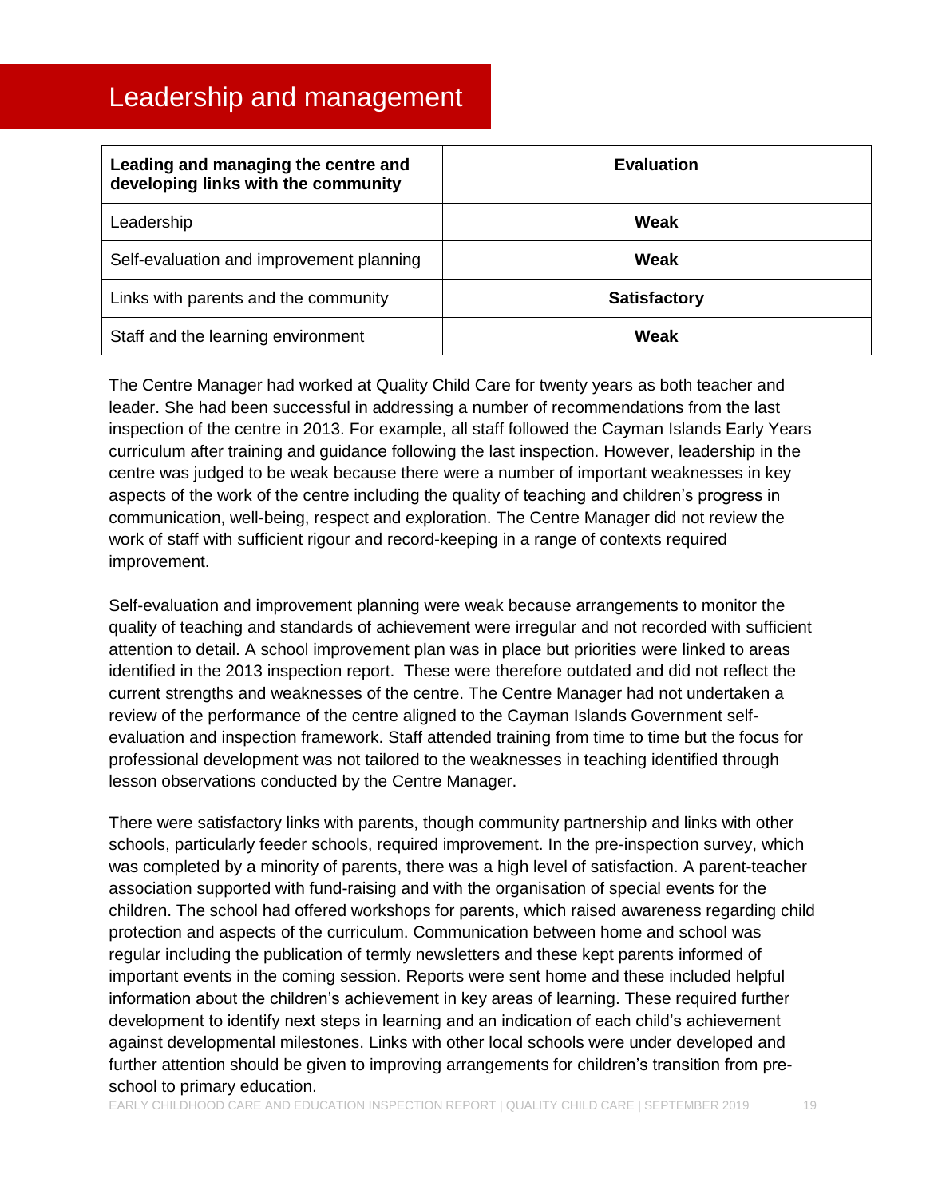# Leadership and management

| Leading and managing the centre and developing links with the community | Evaluation |
|---|---|
| Leadership | **Weak** |
| Self-evaluation and improvement planning | **Weak** |
| Links with parents and the community | **Satisfactory** |
| Staff and the learning environment | **Weak** |

The Centre Manager had worked at Quality Child Care for twenty years as both teacher and leader. She had been successful in addressing a number of recommendations from the last inspection of the centre in 2013. For example, all staff followed the Cayman Islands Early Years curriculum after training and guidance following the last inspection. However, leadership in the centre was judged to be weak because there were a number of important weaknesses in key aspects of the work of the centre including the quality of teaching and children's progress in communication, well-being, respect and exploration. The Centre Manager did not review the work of staff with sufficient rigour and record-keeping in a range of contexts required improvement.

Self-evaluation and improvement planning were weak because arrangements to monitor the quality of teaching and standards of achievement were irregular and not recorded with sufficient attention to detail. A school improvement plan was in place but priorities were linked to areas identified in the 2013 inspection report. These were therefore outdated and did not reflect the current strengths and weaknesses of the centre. The Centre Manager had not undertaken a review of the performance of the centre aligned to the Cayman Islands Government self-evaluation and inspection framework. Staff attended training from time to time but the focus for professional development was not tailored to the weaknesses in teaching identified through lesson observations conducted by the Centre Manager.

There were satisfactory links with parents, though community partnership and links with other schools, particularly feeder schools, required improvement. In the pre-inspection survey, which was completed by a minority of parents, there was a high level of satisfaction. A parent-teacher association supported with fund-raising and with the organisation of special events for the children. The school had offered workshops for parents, which raised awareness regarding child protection and aspects of the curriculum. Communication between home and school was regular including the publication of termly newsletters and these kept parents informed of important events in the coming session. Reports were sent home and these included helpful information about the children's achievement in key areas of learning. These required further development to identify next steps in learning and an indication of each child's achievement against developmental milestones. Links with other local schools were under developed and further attention should be given to improving arrangements for children's transition from pre-school to primary education.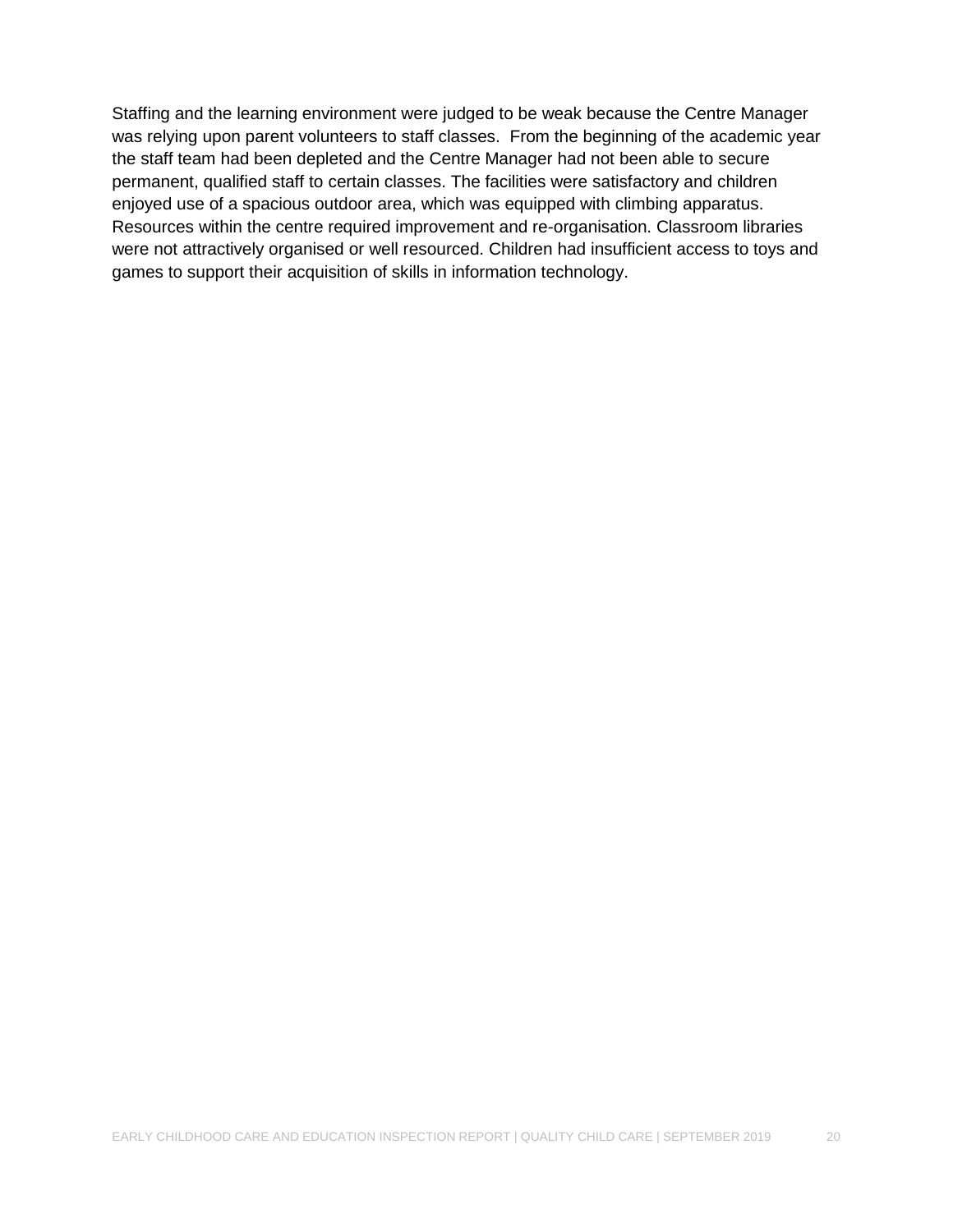Staffing and the learning environment were judged to be weak because the Centre Manager was relying upon parent volunteers to staff classes.  From the beginning of the academic year the staff team had been depleted and the Centre Manager had not been able to secure permanent, qualified staff to certain classes. The facilities were satisfactory and children enjoyed use of a spacious outdoor area, which was equipped with climbing apparatus. Resources within the centre required improvement and re-organisation. Classroom libraries were not attractively organised or well resourced. Children had insufficient access to toys and games to support their acquisition of skills in information technology.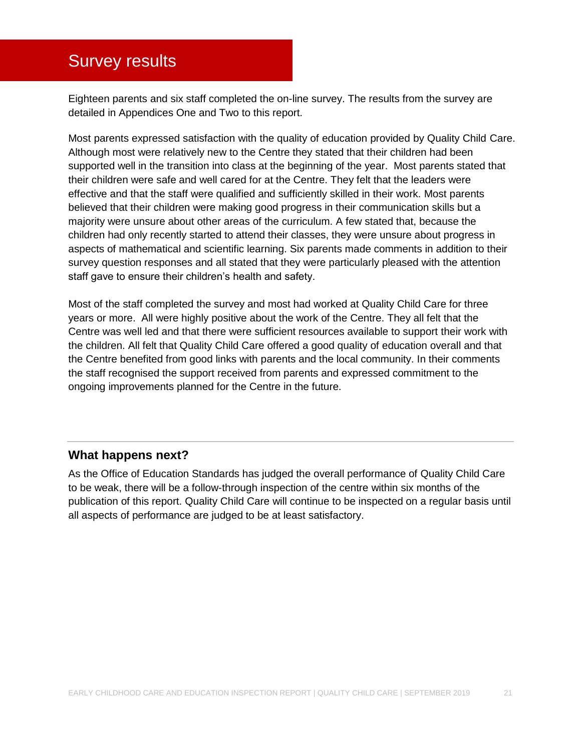# Survey results

Eighteen parents and six staff completed the on-line survey. The results from the survey are detailed in Appendices One and Two to this report.

Most parents expressed satisfaction with the quality of education provided by Quality Child Care. Although most were relatively new to the Centre they stated that their children had been supported well in the transition into class at the beginning of the year. Most parents stated that their children were safe and well cared for at the Centre. They felt that the leaders were effective and that the staff were qualified and sufficiently skilled in their work. Most parents believed that their children were making good progress in their communication skills but a majority were unsure about other areas of the curriculum. A few stated that, because the children had only recently started to attend their classes, they were unsure about progress in aspects of mathematical and scientific learning. Six parents made comments in addition to their survey question responses and all stated that they were particularly pleased with the attention staff gave to ensure their children's health and safety.

Most of the staff completed the survey and most had worked at Quality Child Care for three years or more. All were highly positive about the work of the Centre. They all felt that the Centre was well led and that there were sufficient resources available to support their work with the children. All felt that Quality Child Care offered a good quality of education overall and that the Centre benefited from good links with parents and the local community. In their comments the staff recognised the support received from parents and expressed commitment to the ongoing improvements planned for the Centre in the future.

## What happens next?

As the Office of Education Standards has judged the overall performance of Quality Child Care to be weak, there will be a follow-through inspection of the centre within six months of the publication of this report. Quality Child Care will continue to be inspected on a regular basis until all aspects of performance are judged to be at least satisfactory.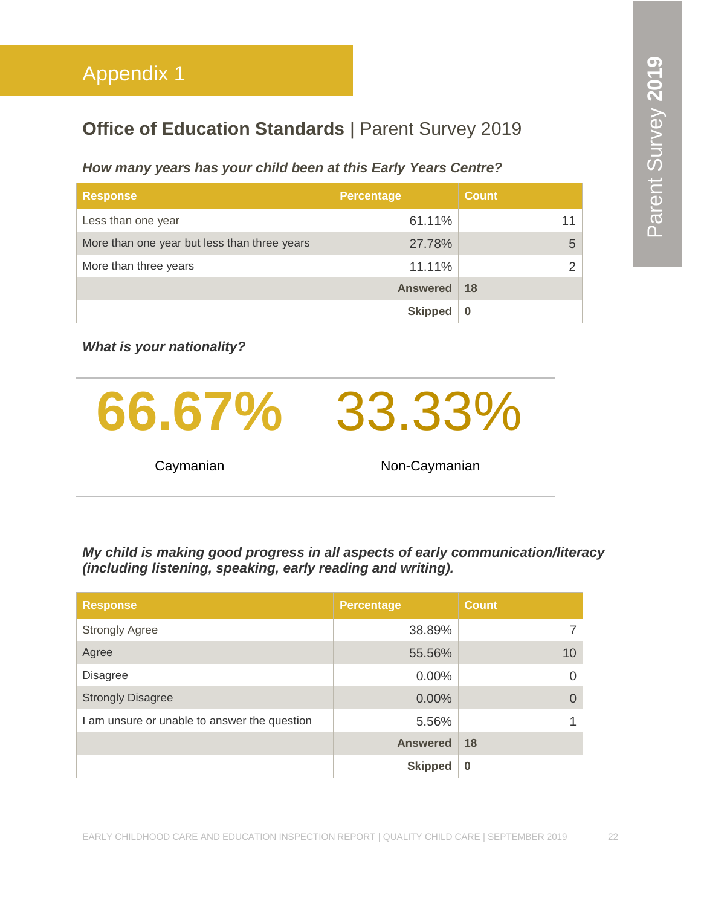# Appendix 1

## **Office of Education Standards** | Parent Survey 2019

***How many years has your child been at this Early Years Centre?***

| Response | Percentage | Count |
|---|---|---|
| Less than one year | 61.11% | 11 |
| More than one year but less than three years | 27.78% | 5 |
| More than three years | 11.11% | 2 |
| | **Answered** | **18** |
| | **Skipped** | **0** |

***What is your nationality?***

**66.67%** Caymanian

33.33% Non-Caymanian

***My child is making good progress in all aspects of early communication/literacy (including listening, speaking, early reading and writing).***

| Response | Percentage | Count |
|---|---|---|
| Strongly Agree | 38.89% | 7 |
| Agree | 55.56% | 10 |
| Disagree | 0.00% | 0 |
| Strongly Disagree | 0.00% | 0 |
| I am unsure or unable to answer the question | 5.56% | 1 |
| | **Answered** | **18** |
| | **Skipped** | **0** |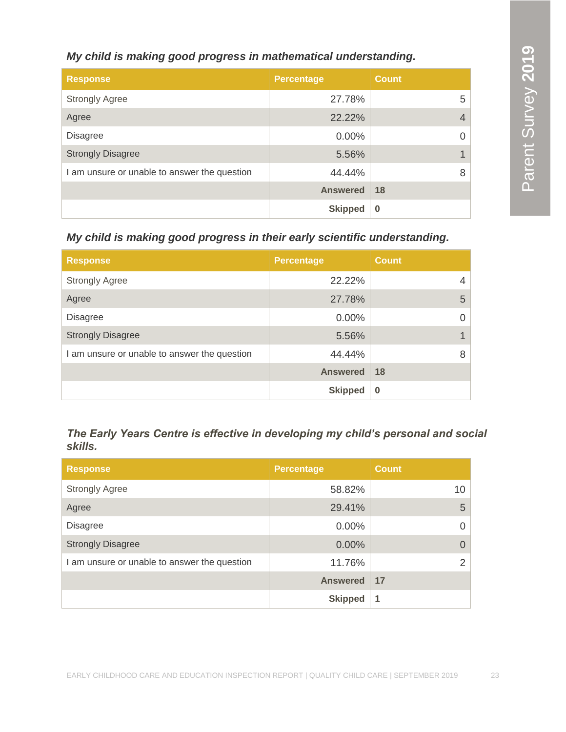***My child is making good progress in mathematical understanding.***

| Response | Percentage | Count |
|---|---|---|
| Strongly Agree | 27.78% | 5 |
| Agree | 22.22% | 4 |
| Disagree | 0.00% | 0 |
| Strongly Disagree | 5.56% | 1 |
| I am unsure or unable to answer the question | 44.44% | 8 |
| | **Answered** | **18** |
| | **Skipped** | **0** |

***My child is making good progress in their early scientific understanding.***

| Response | Percentage | Count |
|---|---|---|
| Strongly Agree | 22.22% | 4 |
| Agree | 27.78% | 5 |
| Disagree | 0.00% | 0 |
| Strongly Disagree | 5.56% | 1 |
| I am unsure or unable to answer the question | 44.44% | 8 |
| | **Answered** | **18** |
| | **Skipped** | **0** |

***The Early Years Centre is effective in developing my child's personal and social skills.***

| Response | Percentage | Count |
|---|---|---|
| Strongly Agree | 58.82% | 10 |
| Agree | 29.41% | 5 |
| Disagree | 0.00% | 0 |
| Strongly Disagree | 0.00% | 0 |
| I am unsure or unable to answer the question | 11.76% | 2 |
| | **Answered** | **17** |
| | **Skipped** | **1** |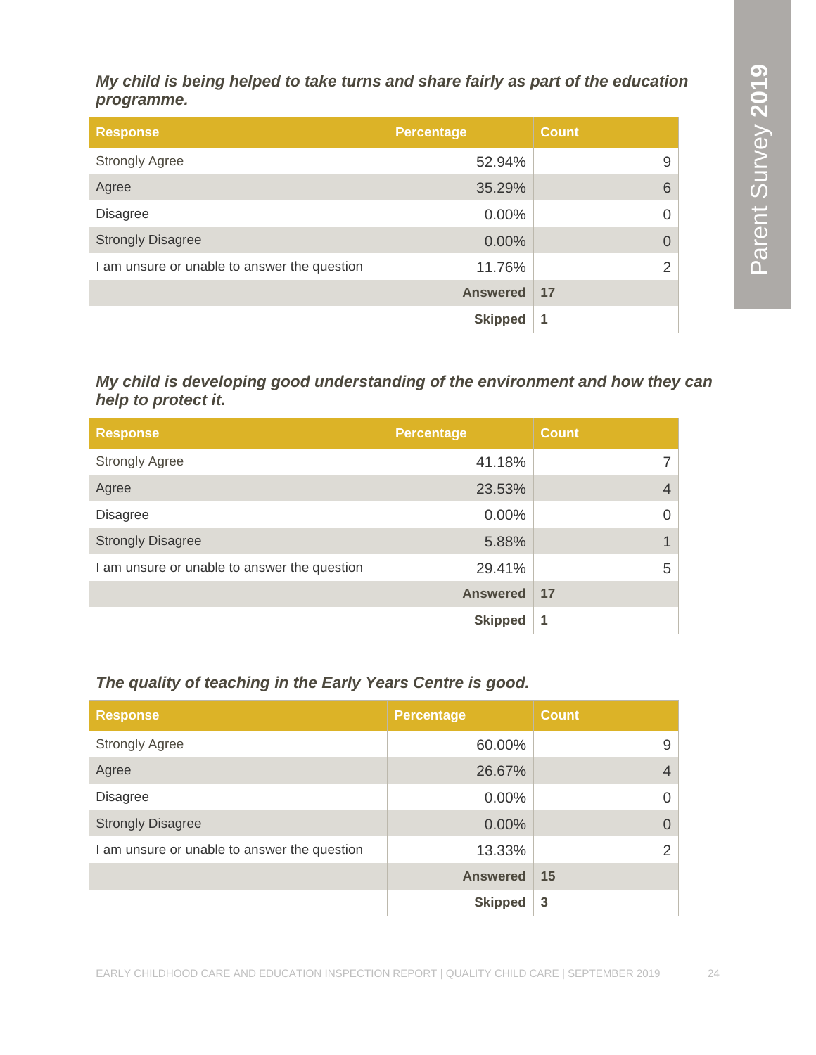***My child is being helped to take turns and share fairly as part of the education programme.***

| Response | Percentage | Count |
|---|---|---|
| Strongly Agree | 52.94% | 9 |
| Agree | 35.29% | 6 |
| Disagree | 0.00% | 0 |
| Strongly Disagree | 0.00% | 0 |
| I am unsure or unable to answer the question | 11.76% | 2 |
| | **Answered** | **17** |
| | **Skipped** | **1** |

***My child is developing good understanding of the environment and how they can help to protect it.***

| Response | Percentage | Count |
|---|---|---|
| Strongly Agree | 41.18% | 7 |
| Agree | 23.53% | 4 |
| Disagree | 0.00% | 0 |
| Strongly Disagree | 5.88% | 1 |
| I am unsure or unable to answer the question | 29.41% | 5 |
| | **Answered** | **17** |
| | **Skipped** | **1** |

***The quality of teaching in the Early Years Centre is good.***

| Response | Percentage | Count |
|---|---|---|
| Strongly Agree | 60.00% | 9 |
| Agree | 26.67% | 4 |
| Disagree | 0.00% | 0 |
| Strongly Disagree | 0.00% | 0 |
| I am unsure or unable to answer the question | 13.33% | 2 |
| | **Answered** | **15** |
| | **Skipped** | **3** |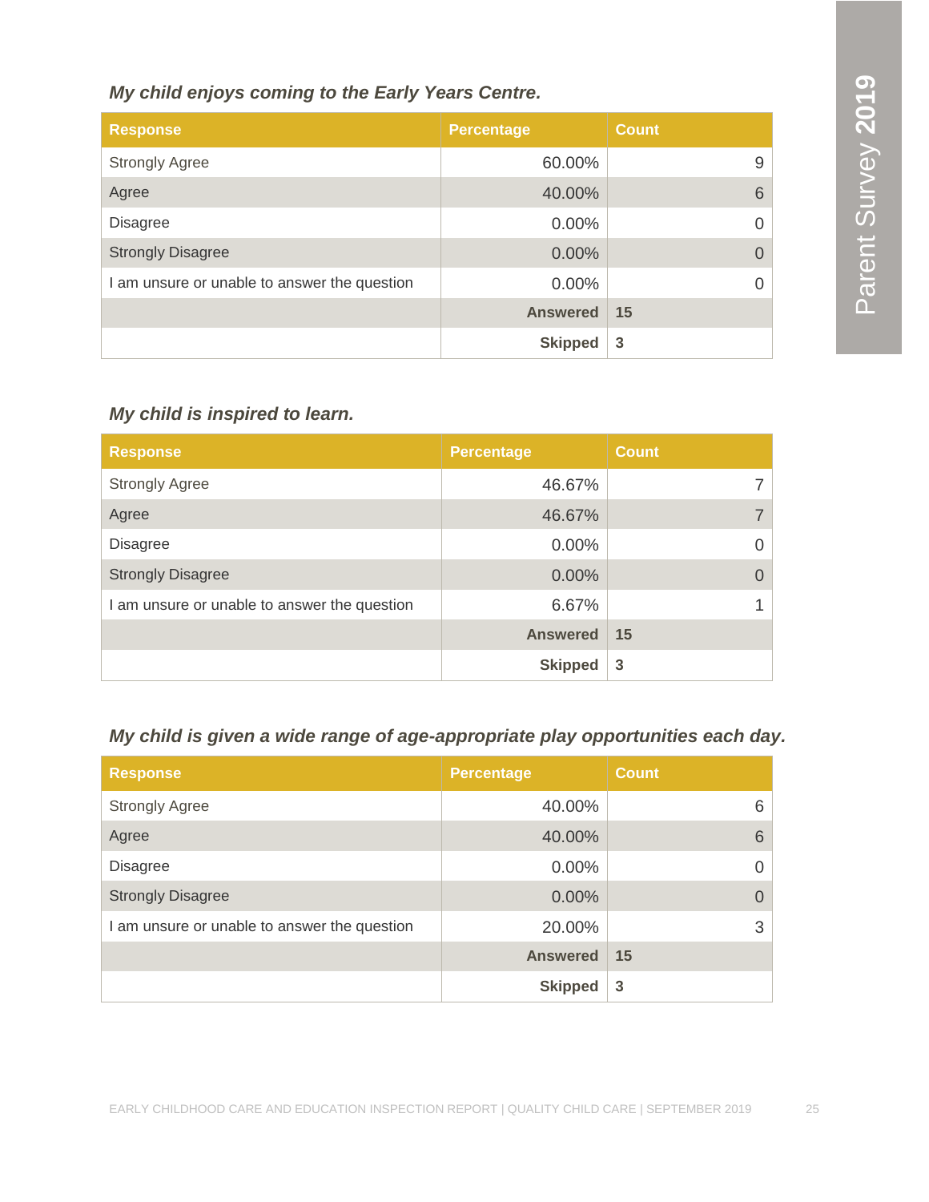### *My child enjoys coming to the Early Years Centre.*

| Response | Percentage | Count |
| --- | --- | --- |
| Strongly Agree | 60.00% | 9 |
| Agree | 40.00% | 6 |
| Disagree | 0.00% | 0 |
| Strongly Disagree | 0.00% | 0 |
| I am unsure or unable to answer the question | 0.00% | 0 |
| | **Answered** | **15** |
| | **Skipped** | **3** |

### *My child is inspired to learn.*

| Response | Percentage | Count |
| --- | --- | --- |
| Strongly Agree | 46.67% | 7 |
| Agree | 46.67% | 7 |
| Disagree | 0.00% | 0 |
| Strongly Disagree | 0.00% | 0 |
| I am unsure or unable to answer the question | 6.67% | 1 |
| | **Answered** | **15** |
| | **Skipped** | **3** |

### *My child is given a wide range of age-appropriate play opportunities each day.*

| Response | Percentage | Count |
| --- | --- | --- |
| Strongly Agree | 40.00% | 6 |
| Agree | 40.00% | 6 |
| Disagree | 0.00% | 0 |
| Strongly Disagree | 0.00% | 0 |
| I am unsure or unable to answer the question | 20.00% | 3 |
| | **Answered** | **15** |
| | **Skipped** | **3** |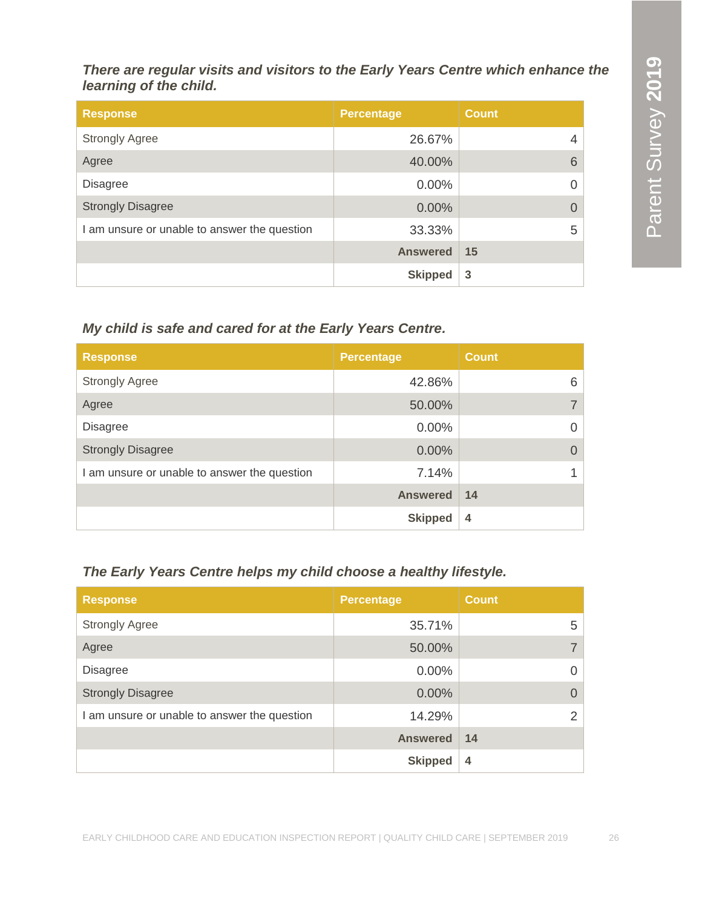***There are regular visits and visitors to the Early Years Centre which enhance the learning of the child.***

| Response | Percentage | Count |
|---|---|---|
| Strongly Agree | 26.67% | 4 |
| Agree | 40.00% | 6 |
| Disagree | 0.00% | 0 |
| Strongly Disagree | 0.00% | 0 |
| I am unsure or unable to answer the question | 33.33% | 5 |
| | **Answered** | **15** |
| | **Skipped** | **3** |

***My child is safe and cared for at the Early Years Centre.***

| Response | Percentage | Count |
|---|---|---|
| Strongly Agree | 42.86% | 6 |
| Agree | 50.00% | 7 |
| Disagree | 0.00% | 0 |
| Strongly Disagree | 0.00% | 0 |
| I am unsure or unable to answer the question | 7.14% | 1 |
| | **Answered** | **14** |
| | **Skipped** | **4** |

***The Early Years Centre helps my child choose a healthy lifestyle.***

| Response | Percentage | Count |
|---|---|---|
| Strongly Agree | 35.71% | 5 |
| Agree | 50.00% | 7 |
| Disagree | 0.00% | 0 |
| Strongly Disagree | 0.00% | 0 |
| I am unsure or unable to answer the question | 14.29% | 2 |
| | **Answered** | **14** |
| | **Skipped** | **4** |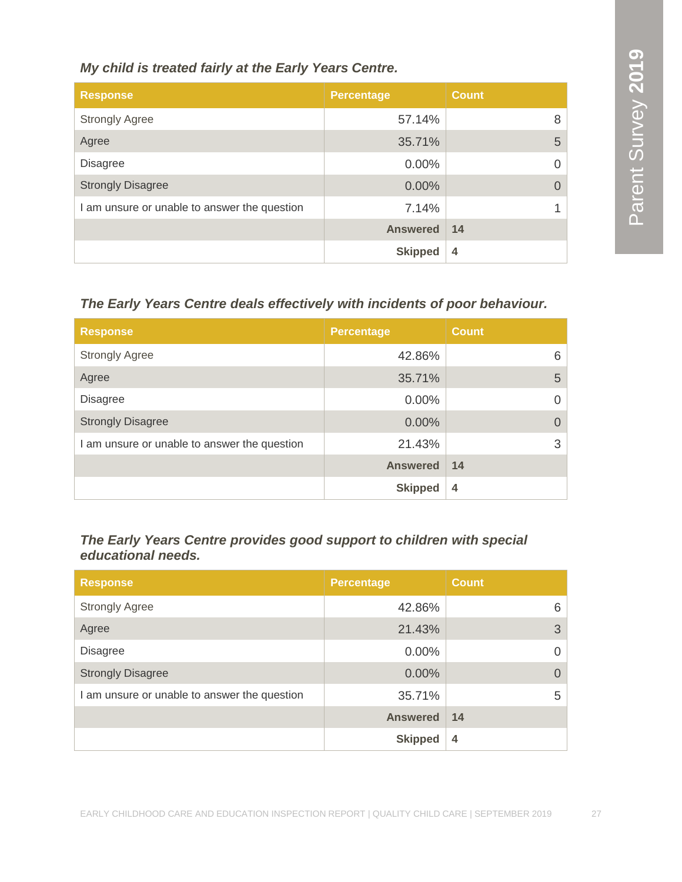*My child is treated fairly at the Early Years Centre.*

| Response | Percentage | Count |
|---|---|---|
| Strongly Agree | 57.14% | 8 |
| Agree | 35.71% | 5 |
| Disagree | 0.00% | 0 |
| Strongly Disagree | 0.00% | 0 |
| I am unsure or unable to answer the question | 7.14% | 1 |
| | **Answered** | **14** |
| | **Skipped** | **4** |

*The Early Years Centre deals effectively with incidents of poor behaviour.*

| Response | Percentage | Count |
|---|---|---|
| Strongly Agree | 42.86% | 6 |
| Agree | 35.71% | 5 |
| Disagree | 0.00% | 0 |
| Strongly Disagree | 0.00% | 0 |
| I am unsure or unable to answer the question | 21.43% | 3 |
| | **Answered** | **14** |
| | **Skipped** | **4** |

*The Early Years Centre provides good support to children with special educational needs.*

| Response | Percentage | Count |
|---|---|---|
| Strongly Agree | 42.86% | 6 |
| Agree | 21.43% | 3 |
| Disagree | 0.00% | 0 |
| Strongly Disagree | 0.00% | 0 |
| I am unsure or unable to answer the question | 35.71% | 5 |
| | **Answered** | **14** |
| | **Skipped** | **4** |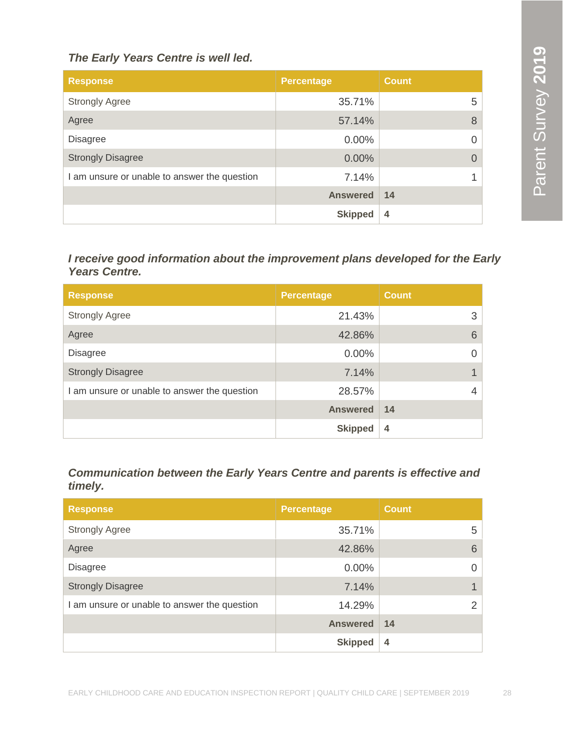*The Early Years Centre is well led.*

| Response | Percentage | Count |
|---|---|---|
| Strongly Agree | 35.71% | 5 |
| Agree | 57.14% | 8 |
| Disagree | 0.00% | 0 |
| Strongly Disagree | 0.00% | 0 |
| I am unsure or unable to answer the question | 7.14% | 1 |
| | **Answered** | **14** |
| | **Skipped** | **4** |

*I receive good information about the improvement plans developed for the Early Years Centre.*

| Response | Percentage | Count |
|---|---|---|
| Strongly Agree | 21.43% | 3 |
| Agree | 42.86% | 6 |
| Disagree | 0.00% | 0 |
| Strongly Disagree | 7.14% | 1 |
| I am unsure or unable to answer the question | 28.57% | 4 |
| | **Answered** | **14** |
| | **Skipped** | **4** |

*Communication between the Early Years Centre and parents is effective and timely.*

| Response | Percentage | Count |
|---|---|---|
| Strongly Agree | 35.71% | 5 |
| Agree | 42.86% | 6 |
| Disagree | 0.00% | 0 |
| Strongly Disagree | 7.14% | 1 |
| I am unsure or unable to answer the question | 14.29% | 2 |
| | **Answered** | **14** |
| | **Skipped** | **4** |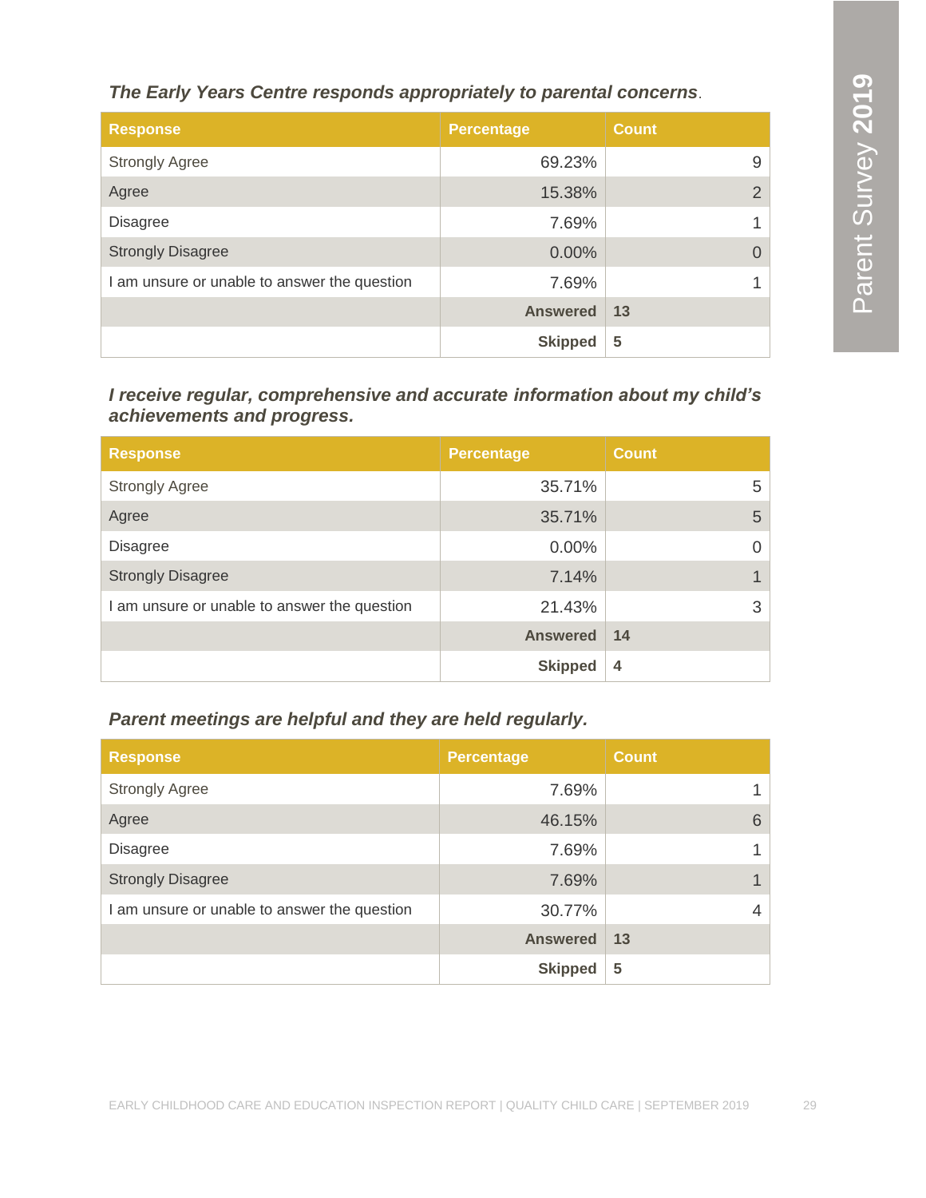***The Early Years Centre responds appropriately to parental concerns***.

| Response | Percentage | Count |
|---|---|---|
| Strongly Agree | 69.23% | 9 |
| Agree | 15.38% | 2 |
| Disagree | 7.69% | 1 |
| Strongly Disagree | 0.00% | 0 |
| I am unsure or unable to answer the question | 7.69% | 1 |
| | **Answered** | **13** |
| | **Skipped** | **5** |

***I receive regular, comprehensive and accurate information about my child's achievements and progress.***

| Response | Percentage | Count |
|---|---|---|
| Strongly Agree | 35.71% | 5 |
| Agree | 35.71% | 5 |
| Disagree | 0.00% | 0 |
| Strongly Disagree | 7.14% | 1 |
| I am unsure or unable to answer the question | 21.43% | 3 |
| | **Answered** | **14** |
| | **Skipped** | **4** |

***Parent meetings are helpful and they are held regularly.***

| Response | Percentage | Count |
|---|---|---|
| Strongly Agree | 7.69% | 1 |
| Agree | 46.15% | 6 |
| Disagree | 7.69% | 1 |
| Strongly Disagree | 7.69% | 1 |
| I am unsure or unable to answer the question | 30.77% | 4 |
| | **Answered** | **13** |
| | **Skipped** | **5** |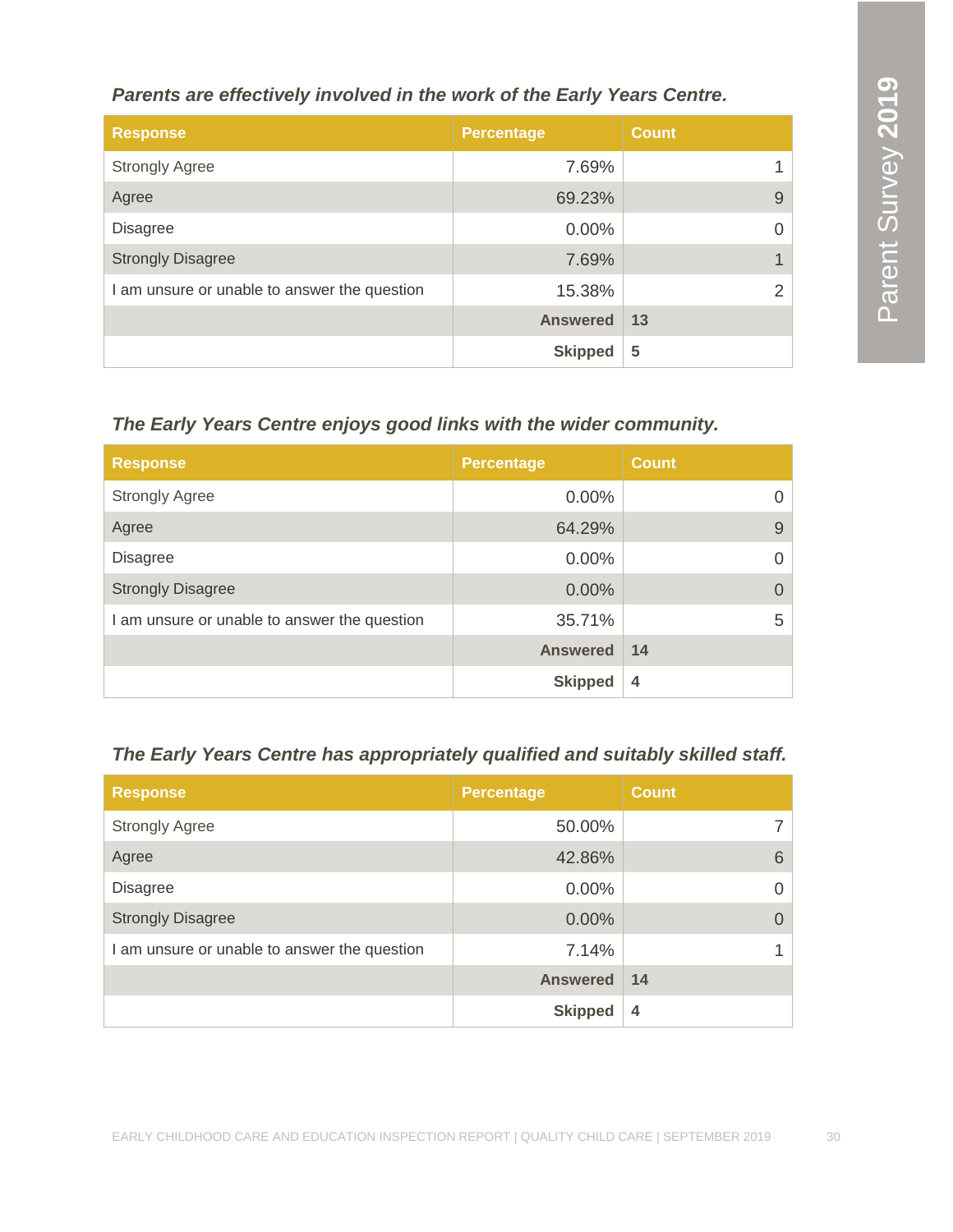### *Parents are effectively involved in the work of the Early Years Centre.*

| Response | Percentage | Count |
|---|---|---|
| Strongly Agree | 7.69% | 1 |
| Agree | 69.23% | 9 |
| Disagree | 0.00% | 0 |
| Strongly Disagree | 7.69% | 1 |
| I am unsure or unable to answer the question | 15.38% | 2 |
| | **Answered** | **13** |
| | **Skipped** | **5** |

### *The Early Years Centre enjoys good links with the wider community.*

| Response | Percentage | Count |
|---|---|---|
| Strongly Agree | 0.00% | 0 |
| Agree | 64.29% | 9 |
| Disagree | 0.00% | 0 |
| Strongly Disagree | 0.00% | 0 |
| I am unsure or unable to answer the question | 35.71% | 5 |
| | **Answered** | **14** |
| | **Skipped** | **4** |

### *The Early Years Centre has appropriately qualified and suitably skilled staff.*

| Response | Percentage | Count |
|---|---|---|
| Strongly Agree | 50.00% | 7 |
| Agree | 42.86% | 6 |
| Disagree | 0.00% | 0 |
| Strongly Disagree | 0.00% | 0 |
| I am unsure or unable to answer the question | 7.14% | 1 |
| | **Answered** | **14** |
| | **Skipped** | **4** |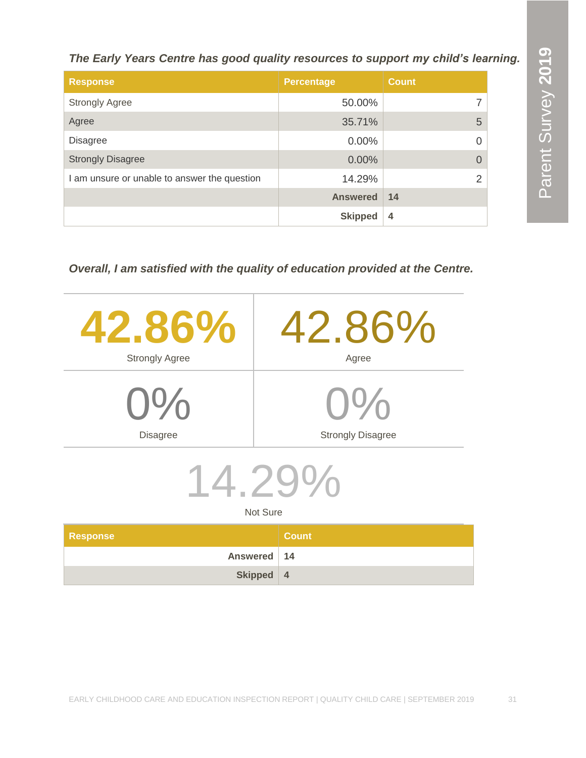***The Early Years Centre has good quality resources to support my child's learning.***

| Response | Percentage | Count |
|---|---|---|
| Strongly Agree | 50.00% | 7 |
| Agree | 35.71% | 5 |
| Disagree | 0.00% | 0 |
| Strongly Disagree | 0.00% | 0 |
| I am unsure or unable to answer the question | 14.29% | 2 |
| | **Answered** | **14** |
| | **Skipped** | **4** |

***Overall, I am satisfied with the quality of education provided at the Centre.***

**42.86%**
Strongly Agree

42.86%
Agree

0%
Disagree

0%
Strongly Disagree

14.29%
Not Sure

| Response | Count |
|---|---|
| **Answered** | **14** |
| **Skipped** | **4** |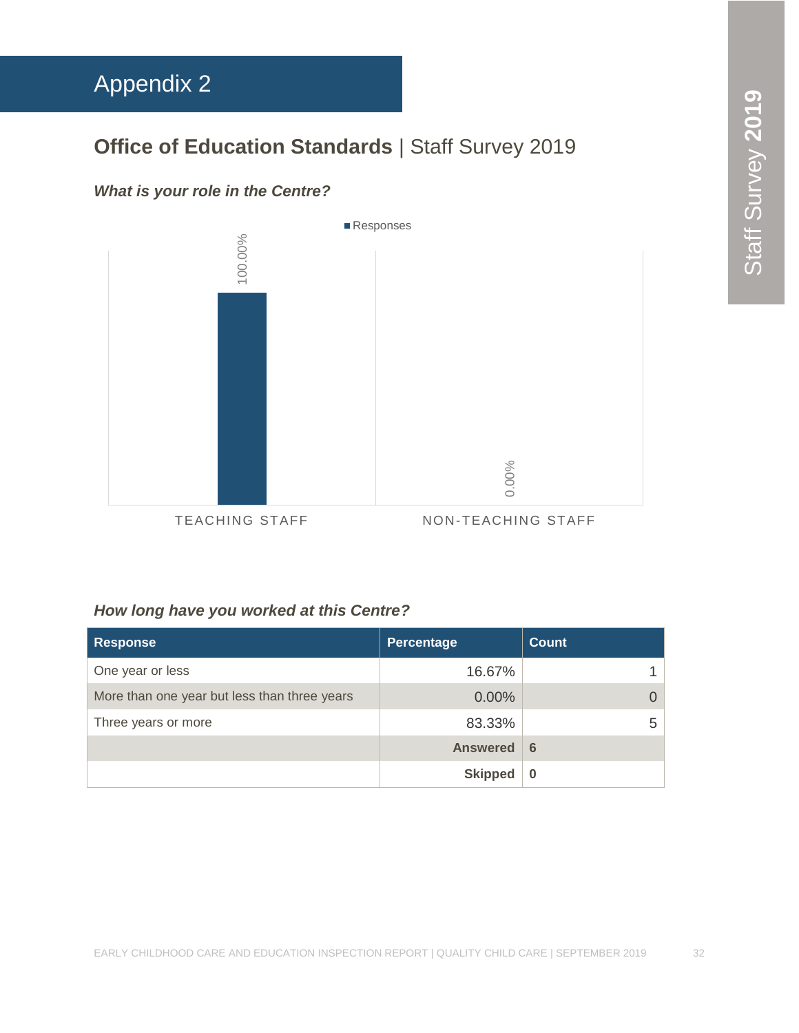# Appendix 2

## **Office of Education Standards** | Staff Survey 2019

### *What is your role in the Centre?*

| | Responses |
|---|---|
| TEACHING STAFF | 100.00% |
| NON-TEACHING STAFF | 0.00% |

### *How long have you worked at this Centre?*

| Response | Percentage | Count |
|---|---|---|
| One year or less | 16.67% | 1 |
| More than one year but less than three years | 0.00% | 0 |
| Three years or more | 83.33% | 5 |
| | **Answered** | **6** |
| | **Skipped** | **0** |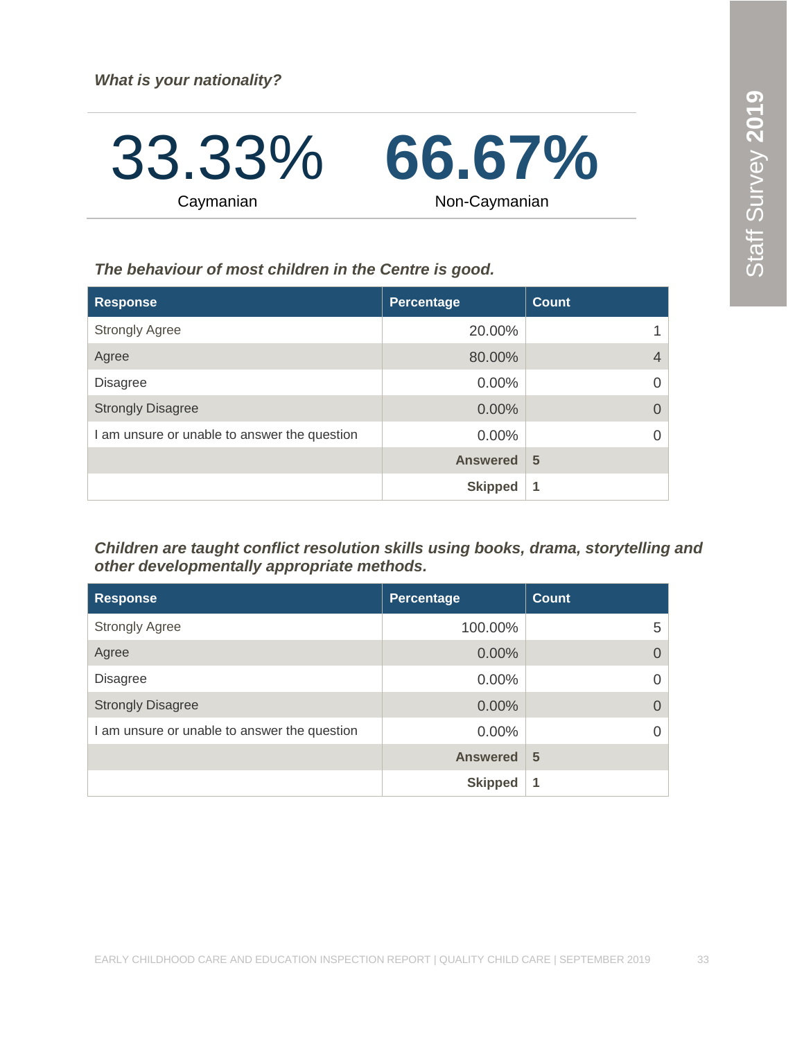*What is your nationality?*

| 33.33% | 66.67% |
|---|---|
| Caymanian | Non-Caymanian |

*The behaviour of most children in the Centre is good.*

| Response | Percentage | Count |
|---|---|---|
| Strongly Agree | 20.00% | 1 |
| Agree | 80.00% | 4 |
| Disagree | 0.00% | 0 |
| Strongly Disagree | 0.00% | 0 |
| I am unsure or unable to answer the question | 0.00% | 0 |
| | **Answered** | **5** |
| | **Skipped** | **1** |

*Children are taught conflict resolution skills using books, drama, storytelling and other developmentally appropriate methods.*

| Response | Percentage | Count |
|---|---|---|
| Strongly Agree | 100.00% | 5 |
| Agree | 0.00% | 0 |
| Disagree | 0.00% | 0 |
| Strongly Disagree | 0.00% | 0 |
| I am unsure or unable to answer the question | 0.00% | 0 |
| | **Answered** | **5** |
| | **Skipped** | **1** |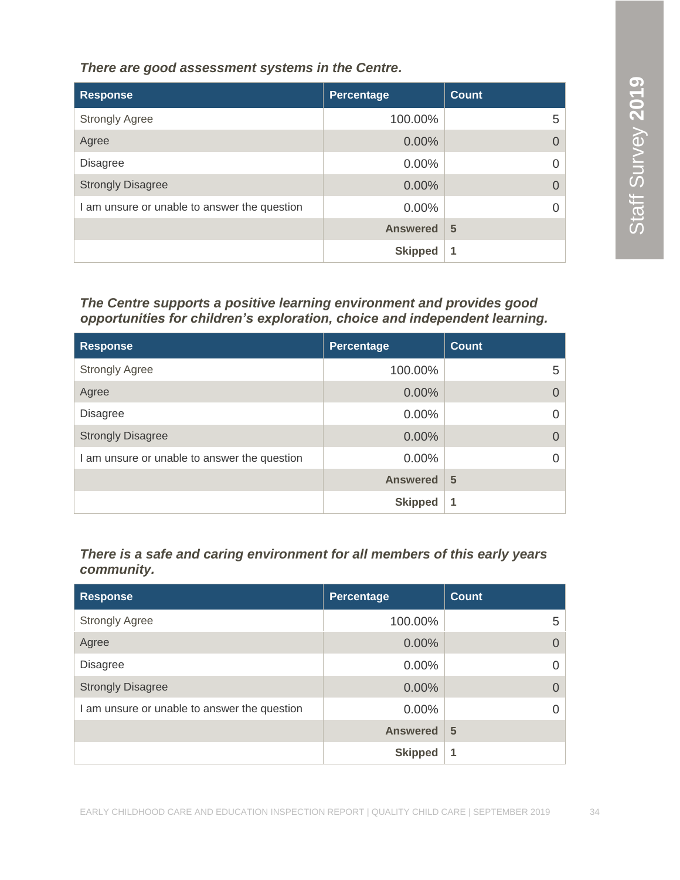***There are good assessment systems in the Centre.***

| Response | Percentage | Count |
|---|---|---|
| Strongly Agree | 100.00% | 5 |
| Agree | 0.00% | 0 |
| Disagree | 0.00% | 0 |
| Strongly Disagree | 0.00% | 0 |
| I am unsure or unable to answer the question | 0.00% | 0 |
| | **Answered** | **5** |
| | **Skipped** | **1** |

***The Centre supports a positive learning environment and provides good opportunities for children's exploration, choice and independent learning.***

| Response | Percentage | Count |
|---|---|---|
| Strongly Agree | 100.00% | 5 |
| Agree | 0.00% | 0 |
| Disagree | 0.00% | 0 |
| Strongly Disagree | 0.00% | 0 |
| I am unsure or unable to answer the question | 0.00% | 0 |
| | **Answered** | **5** |
| | **Skipped** | **1** |

***There is a safe and caring environment for all members of this early years community.***

| Response | Percentage | Count |
|---|---|---|
| Strongly Agree | 100.00% | 5 |
| Agree | 0.00% | 0 |
| Disagree | 0.00% | 0 |
| Strongly Disagree | 0.00% | 0 |
| I am unsure or unable to answer the question | 0.00% | 0 |
| | **Answered** | **5** |
| | **Skipped** | **1** |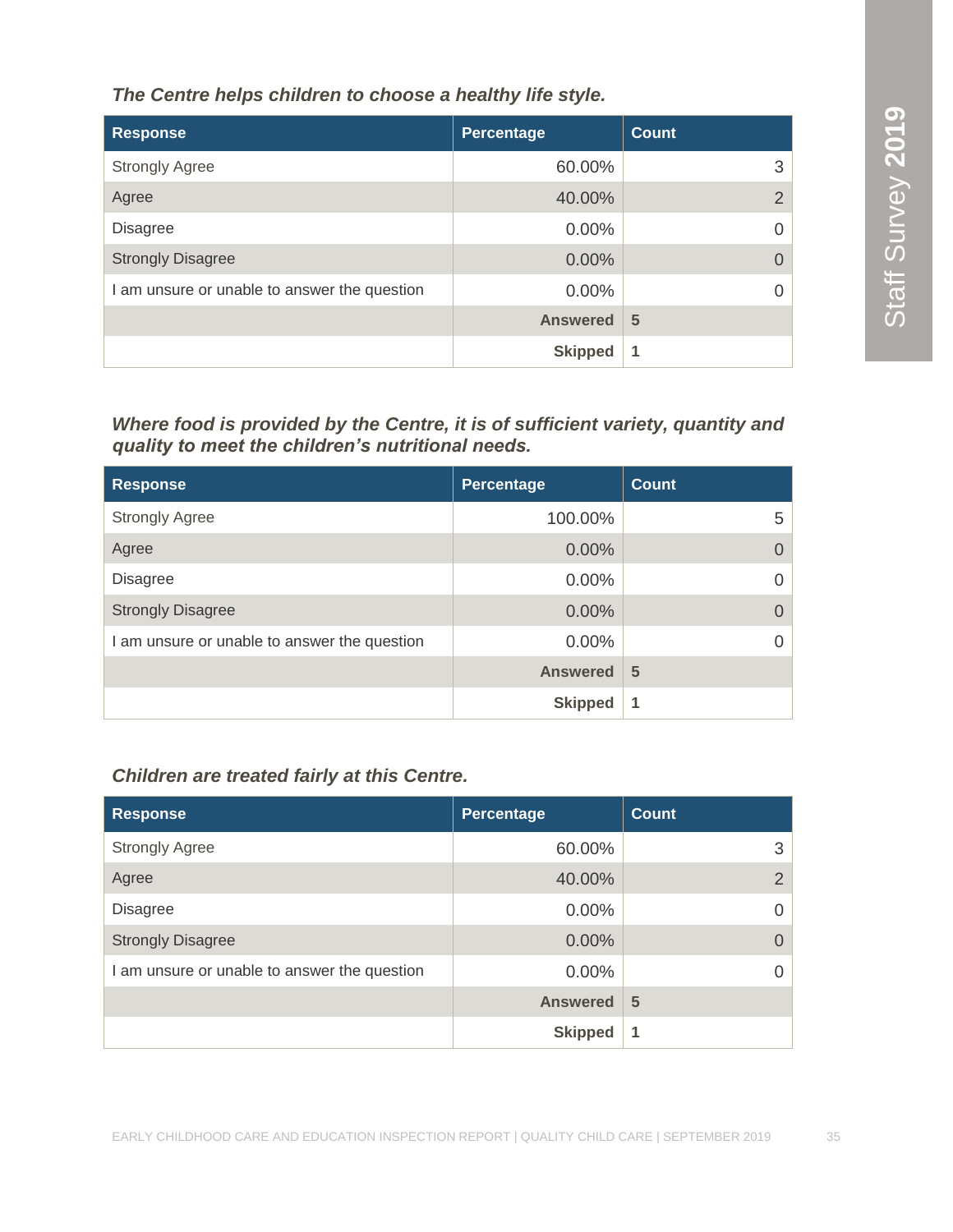***The Centre helps children to choose a healthy life style.***

| Response | Percentage | Count |
| --- | --- | --- |
| Strongly Agree | 60.00% | 3 |
| Agree | 40.00% | 2 |
| Disagree | 0.00% | 0 |
| Strongly Disagree | 0.00% | 0 |
| I am unsure or unable to answer the question | 0.00% | 0 |
| | **Answered** | **5** |
| | **Skipped** | **1** |

***Where food is provided by the Centre, it is of sufficient variety, quantity and quality to meet the children's nutritional needs.***

| Response | Percentage | Count |
| --- | --- | --- |
| Strongly Agree | 100.00% | 5 |
| Agree | 0.00% | 0 |
| Disagree | 0.00% | 0 |
| Strongly Disagree | 0.00% | 0 |
| I am unsure or unable to answer the question | 0.00% | 0 |
| | **Answered** | **5** |
| | **Skipped** | **1** |

***Children are treated fairly at this Centre.***

| Response | Percentage | Count |
| --- | --- | --- |
| Strongly Agree | 60.00% | 3 |
| Agree | 40.00% | 2 |
| Disagree | 0.00% | 0 |
| Strongly Disagree | 0.00% | 0 |
| I am unsure or unable to answer the question | 0.00% | 0 |
| | **Answered** | **5** |
| | **Skipped** | **1** |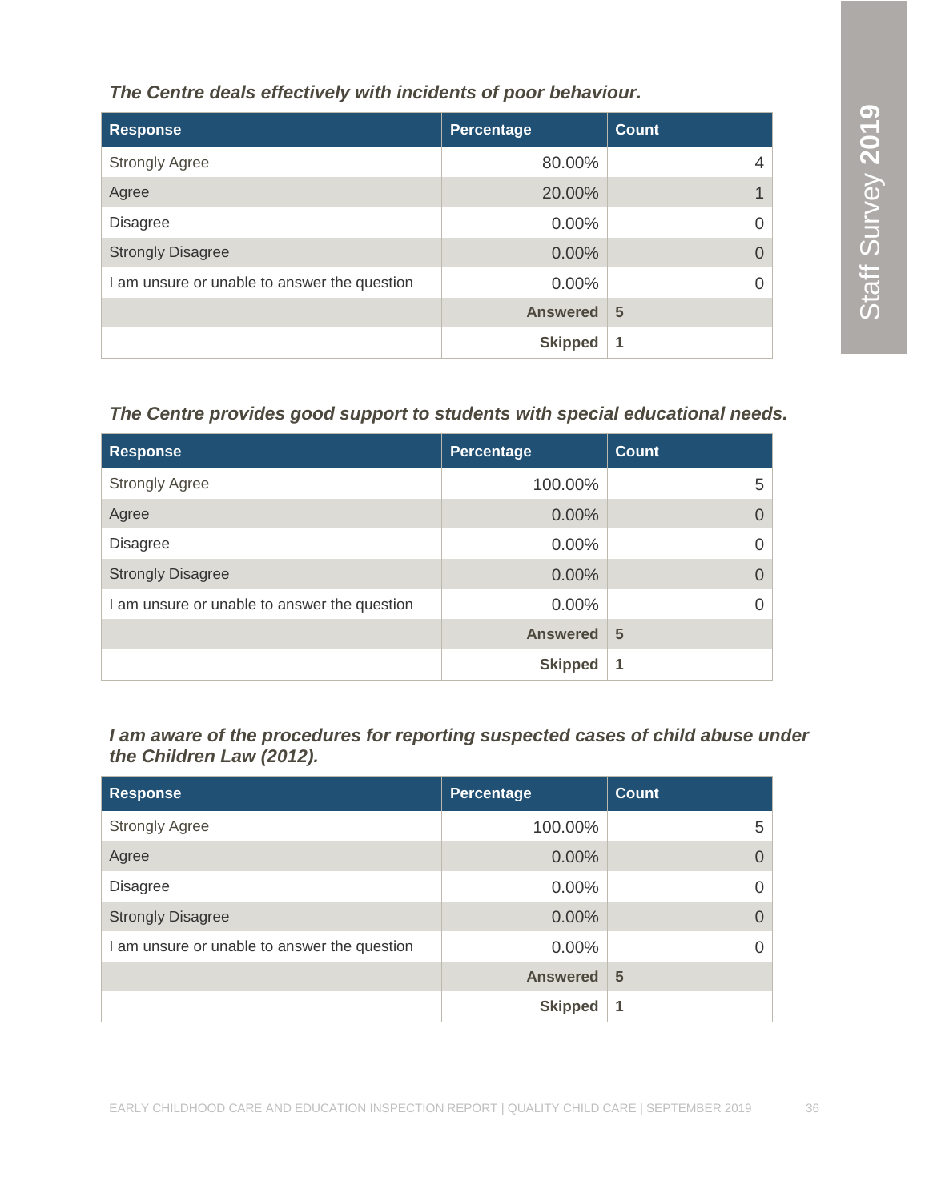*The Centre deals effectively with incidents of poor behaviour.*

| Response | Percentage | Count |
|---|---|---|
| Strongly Agree | 80.00% | 4 |
| Agree | 20.00% | 1 |
| Disagree | 0.00% | 0 |
| Strongly Disagree | 0.00% | 0 |
| I am unsure or unable to answer the question | 0.00% | 0 |
| | **Answered** | **5** |
| | **Skipped** | **1** |

*The Centre provides good support to students with special educational needs.*

| Response | Percentage | Count |
|---|---|---|
| Strongly Agree | 100.00% | 5 |
| Agree | 0.00% | 0 |
| Disagree | 0.00% | 0 |
| Strongly Disagree | 0.00% | 0 |
| I am unsure or unable to answer the question | 0.00% | 0 |
| | **Answered** | **5** |
| | **Skipped** | **1** |

*I am aware of the procedures for reporting suspected cases of child abuse under the Children Law (2012).*

| Response | Percentage | Count |
|---|---|---|
| Strongly Agree | 100.00% | 5 |
| Agree | 0.00% | 0 |
| Disagree | 0.00% | 0 |
| Strongly Disagree | 0.00% | 0 |
| I am unsure or unable to answer the question | 0.00% | 0 |
| | **Answered** | **5** |
| | **Skipped** | **1** |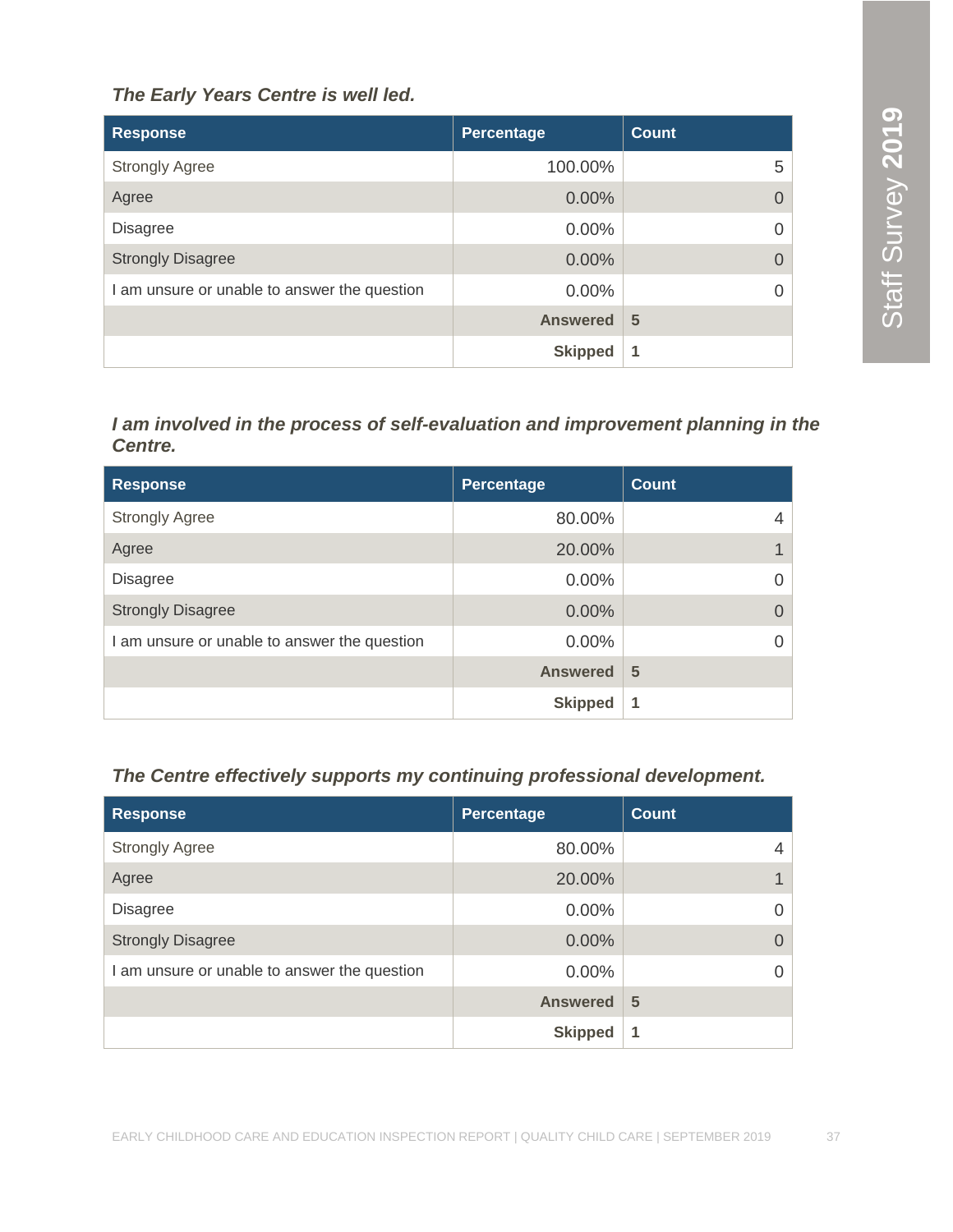*The Early Years Centre is well led.*

| Response | Percentage | Count |
|---|---|---|
| Strongly Agree | 100.00% | 5 |
| Agree | 0.00% | 0 |
| Disagree | 0.00% | 0 |
| Strongly Disagree | 0.00% | 0 |
| I am unsure or unable to answer the question | 0.00% | 0 |
| | **Answered** | **5** |
| | **Skipped** | **1** |

*I am involved in the process of self-evaluation and improvement planning in the Centre.*

| Response | Percentage | Count |
|---|---|---|
| Strongly Agree | 80.00% | 4 |
| Agree | 20.00% | 1 |
| Disagree | 0.00% | 0 |
| Strongly Disagree | 0.00% | 0 |
| I am unsure or unable to answer the question | 0.00% | 0 |
| | **Answered** | **5** |
| | **Skipped** | **1** |

*The Centre effectively supports my continuing professional development.*

| Response | Percentage | Count |
|---|---|---|
| Strongly Agree | 80.00% | 4 |
| Agree | 20.00% | 1 |
| Disagree | 0.00% | 0 |
| Strongly Disagree | 0.00% | 0 |
| I am unsure or unable to answer the question | 0.00% | 0 |
| | **Answered** | **5** |
| | **Skipped** | **1** |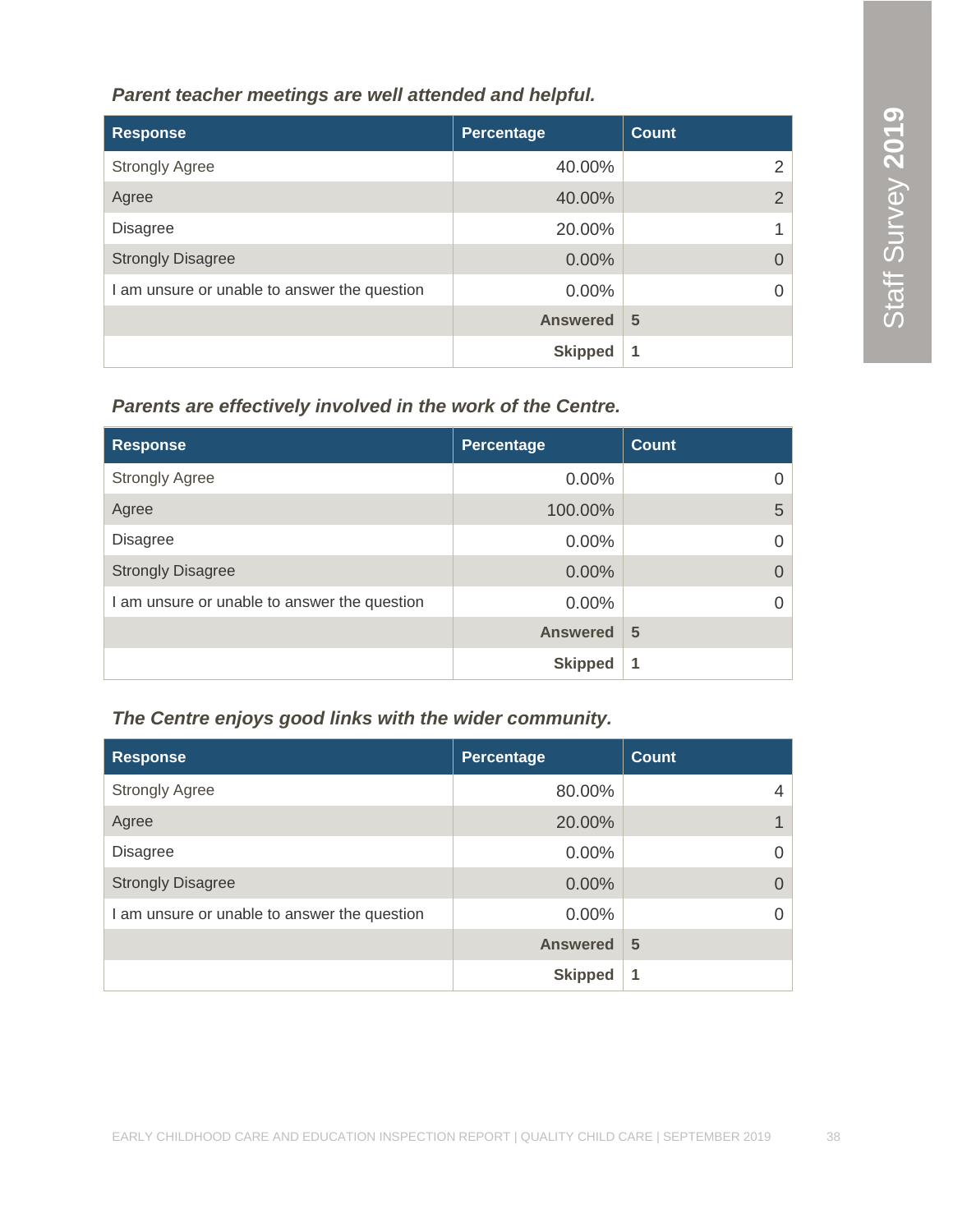***Parent teacher meetings are well attended and helpful.***

| Response | Percentage | Count |
|---|---|---|
| Strongly Agree | 40.00% | 2 |
| Agree | 40.00% | 2 |
| Disagree | 20.00% | 1 |
| Strongly Disagree | 0.00% | 0 |
| I am unsure or unable to answer the question | 0.00% | 0 |
| | **Answered** | **5** |
| | **Skipped** | **1** |

***Parents are effectively involved in the work of the Centre.***

| Response | Percentage | Count |
|---|---|---|
| Strongly Agree | 0.00% | 0 |
| Agree | 100.00% | 5 |
| Disagree | 0.00% | 0 |
| Strongly Disagree | 0.00% | 0 |
| I am unsure or unable to answer the question | 0.00% | 0 |
| | **Answered** | **5** |
| | **Skipped** | **1** |

***The Centre enjoys good links with the wider community.***

| Response | Percentage | Count |
|---|---|---|
| Strongly Agree | 80.00% | 4 |
| Agree | 20.00% | 1 |
| Disagree | 0.00% | 0 |
| Strongly Disagree | 0.00% | 0 |
| I am unsure or unable to answer the question | 0.00% | 0 |
| | **Answered** | **5** |
| | **Skipped** | **1** |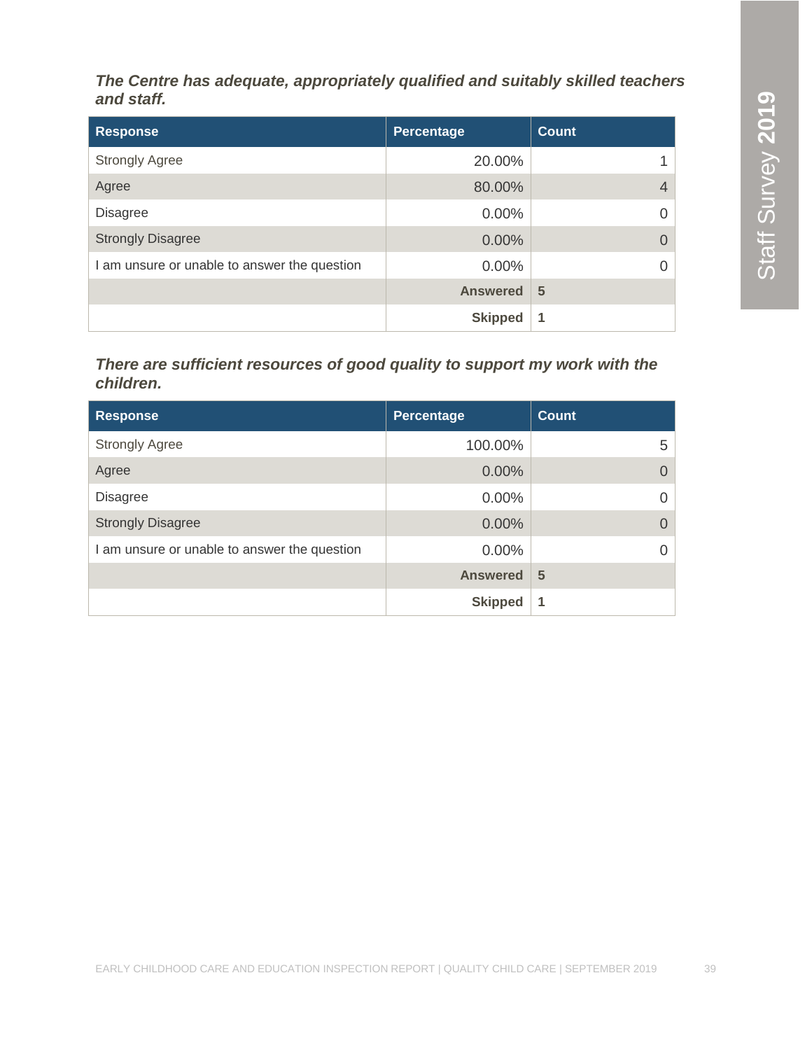***The Centre has adequate, appropriately qualified and suitably skilled teachers and staff.***

| Response | Percentage | Count |
|---|---|---|
| Strongly Agree | 20.00% | 1 |
| Agree | 80.00% | 4 |
| Disagree | 0.00% | 0 |
| Strongly Disagree | 0.00% | 0 |
| I am unsure or unable to answer the question | 0.00% | 0 |
| | **Answered** | **5** |
| | **Skipped** | **1** |

***There are sufficient resources of good quality to support my work with the children.***

| Response | Percentage | Count |
|---|---|---|
| Strongly Agree | 100.00% | 5 |
| Agree | 0.00% | 0 |
| Disagree | 0.00% | 0 |
| Strongly Disagree | 0.00% | 0 |
| I am unsure or unable to answer the question | 0.00% | 0 |
| | **Answered** | **5** |
| | **Skipped** | **1** |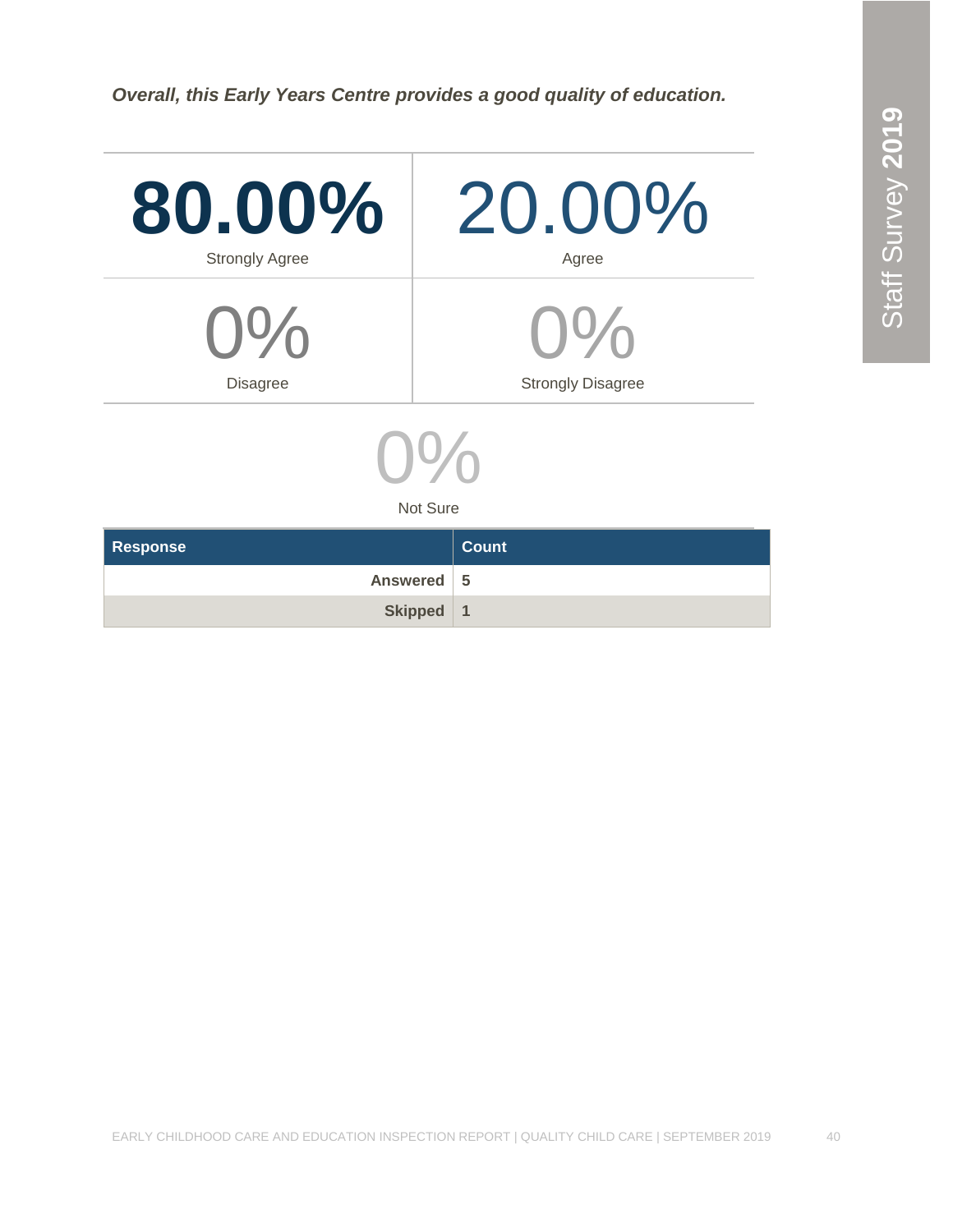***Overall, this Early Years Centre provides a good quality of education.***

| **80.00%** | 20.00% |
|---|---|
| Strongly Agree | Agree |
| 0% | 0% |
| Disagree | Strongly Disagree |

0%

Not Sure

| Response | Count |
|---|---|
| Answered | 5 |
| Skipped | 1 |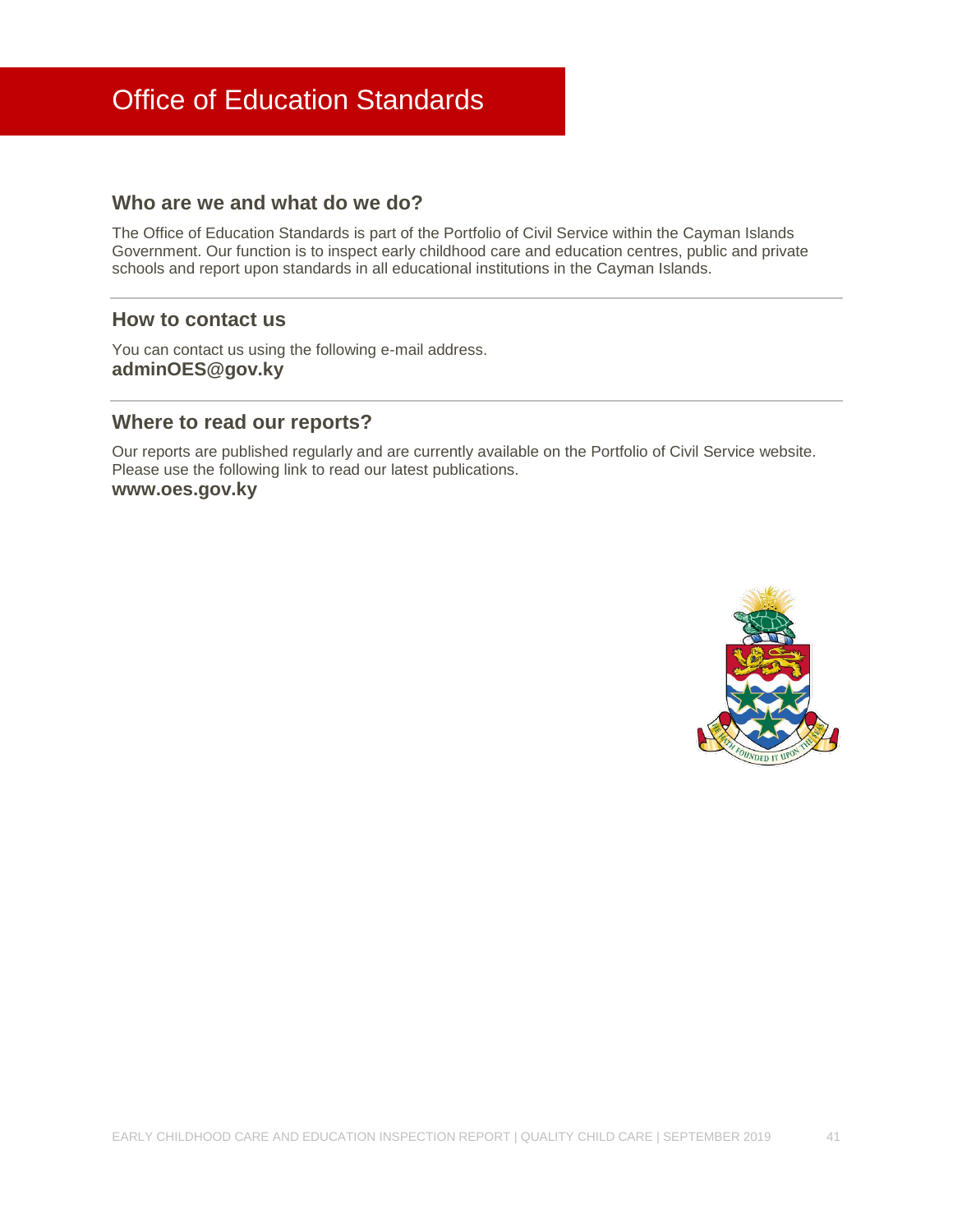# Office of Education Standards

## Who are we and what do we do?

The Office of Education Standards is part of the Portfolio of Civil Service within the Cayman Islands Government. Our function is to inspect early childhood care and education centres, public and private schools and report upon standards in all educational institutions in the Cayman Islands.

## How to contact us

You can contact us using the following e-mail address.
**adminOES@gov.ky**

## Where to read our reports?

Our reports are published regularly and are currently available on the Portfolio of Civil Service website. Please use the following link to read our latest publications.
**www.oes.gov.ky**